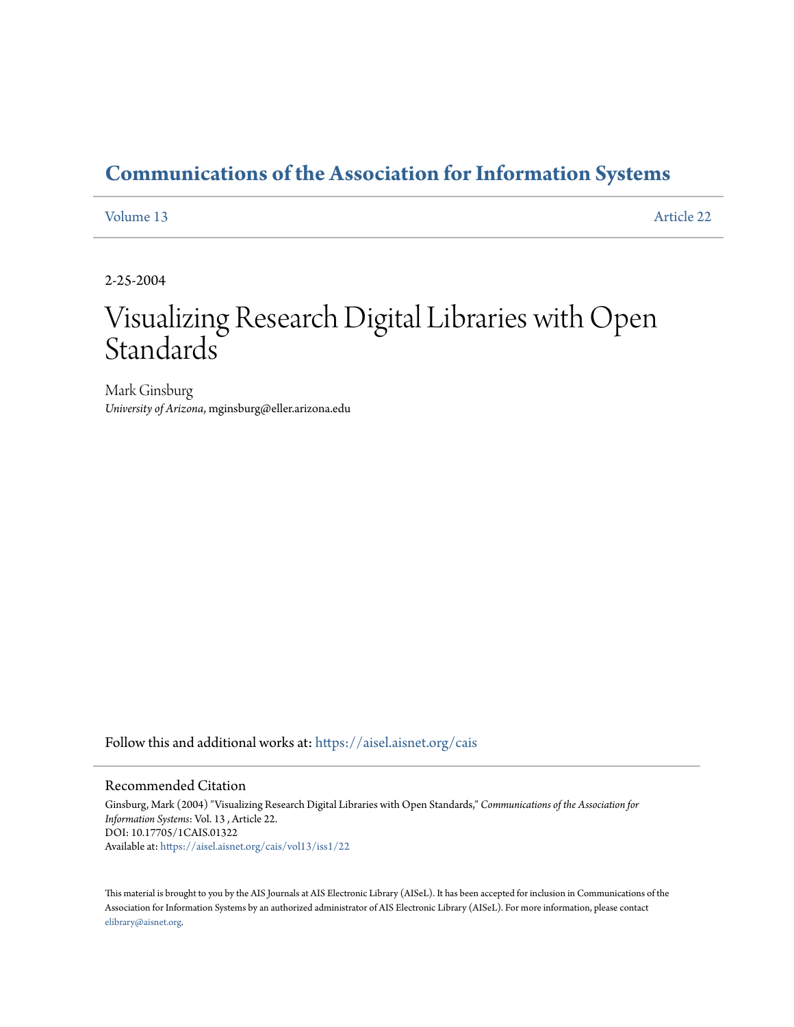# Communications of the Association for Information Systems

Volume 13 Article 22

2-25-2004

# Visualizing Research Digital Libraries with Open Standards

Mark Ginsburg
*University of Arizona*, mginsburg@eller.arizona.edu

Follow this and additional works at: https://aisel.aisnet.org/cais

## Recommended Citation

Ginsburg, Mark (2004) "Visualizing Research Digital Libraries with Open Standards," *Communications of the Association for Information Systems*: Vol. 13 , Article 22.
DOI: 10.17705/1CAIS.01322
Available at: https://aisel.aisnet.org/cais/vol13/iss1/22

This material is brought to you by the AIS Journals at AIS Electronic Library (AISeL). It has been accepted for inclusion in Communications of the Association for Information Systems by an authorized administrator of AIS Electronic Library (AISeL). For more information, please contact elibrary@aisnet.org.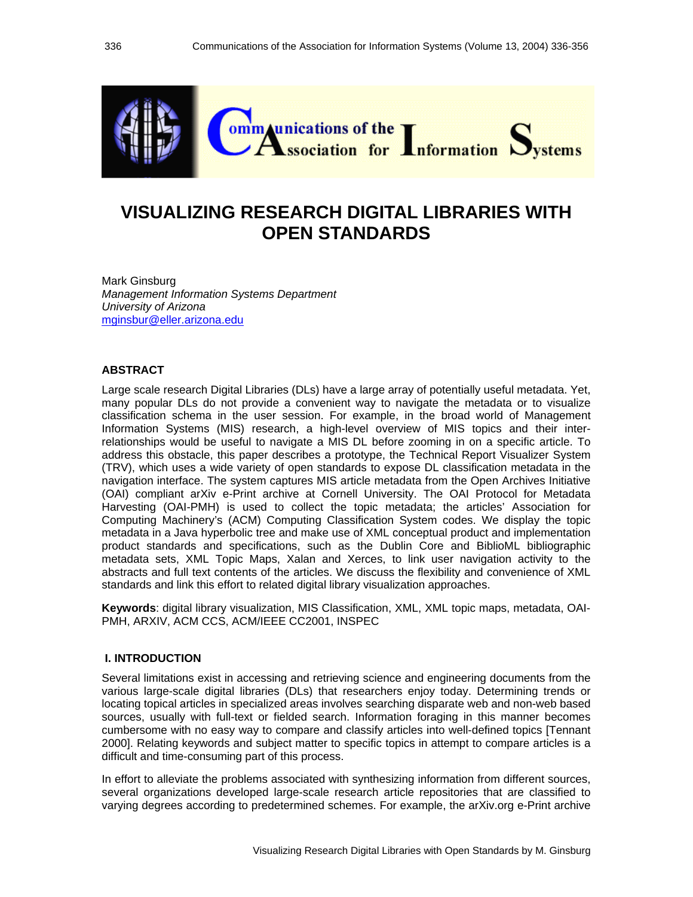# VISUALIZING RESEARCH DIGITAL LIBRARIES WITH OPEN STANDARDS

Mark Ginsburg
*Management Information Systems Department*
*University of Arizona*
mginsbur@eller.arizona.edu

## ABSTRACT

Large scale research Digital Libraries (DLs) have a large array of potentially useful metadata. Yet, many popular DLs do not provide a convenient way to navigate the metadata or to visualize classification schema in the user session. For example, in the broad world of Management Information Systems (MIS) research, a high-level overview of MIS topics and their inter-relationships would be useful to navigate a MIS DL before zooming in on a specific article. To address this obstacle, this paper describes a prototype, the Technical Report Visualizer System (TRV), which uses a wide variety of open standards to expose DL classification metadata in the navigation interface. The system captures MIS article metadata from the Open Archives Initiative (OAI) compliant arXiv e-Print archive at Cornell University. The OAI Protocol for Metadata Harvesting (OAI-PMH) is used to collect the topic metadata; the articles' Association for Computing Machinery's (ACM) Computing Classification System codes. We display the topic metadata in a Java hyperbolic tree and make use of XML conceptual product and implementation product standards and specifications, such as the Dublin Core and BiblioML bibliographic metadata sets, XML Topic Maps, Xalan and Xerces, to link user navigation activity to the abstracts and full text contents of the articles. We discuss the flexibility and convenience of XML standards and link this effort to related digital library visualization approaches.

**Keywords**: digital library visualization, MIS Classification, XML, XML topic maps, metadata, OAI-PMH, ARXIV, ACM CCS, ACM/IEEE CC2001, INSPEC

## I. INTRODUCTION

Several limitations exist in accessing and retrieving science and engineering documents from the various large-scale digital libraries (DLs) that researchers enjoy today. Determining trends or locating topical articles in specialized areas involves searching disparate web and non-web based sources, usually with full-text or fielded search. Information foraging in this manner becomes cumbersome with no easy way to compare and classify articles into well-defined topics [Tennant 2000]. Relating keywords and subject matter to specific topics in attempt to compare articles is a difficult and time-consuming part of this process.

In effort to alleviate the problems associated with synthesizing information from different sources, several organizations developed large-scale research article repositories that are classified to varying degrees according to predetermined schemes. For example, the arXiv.org e-Print archive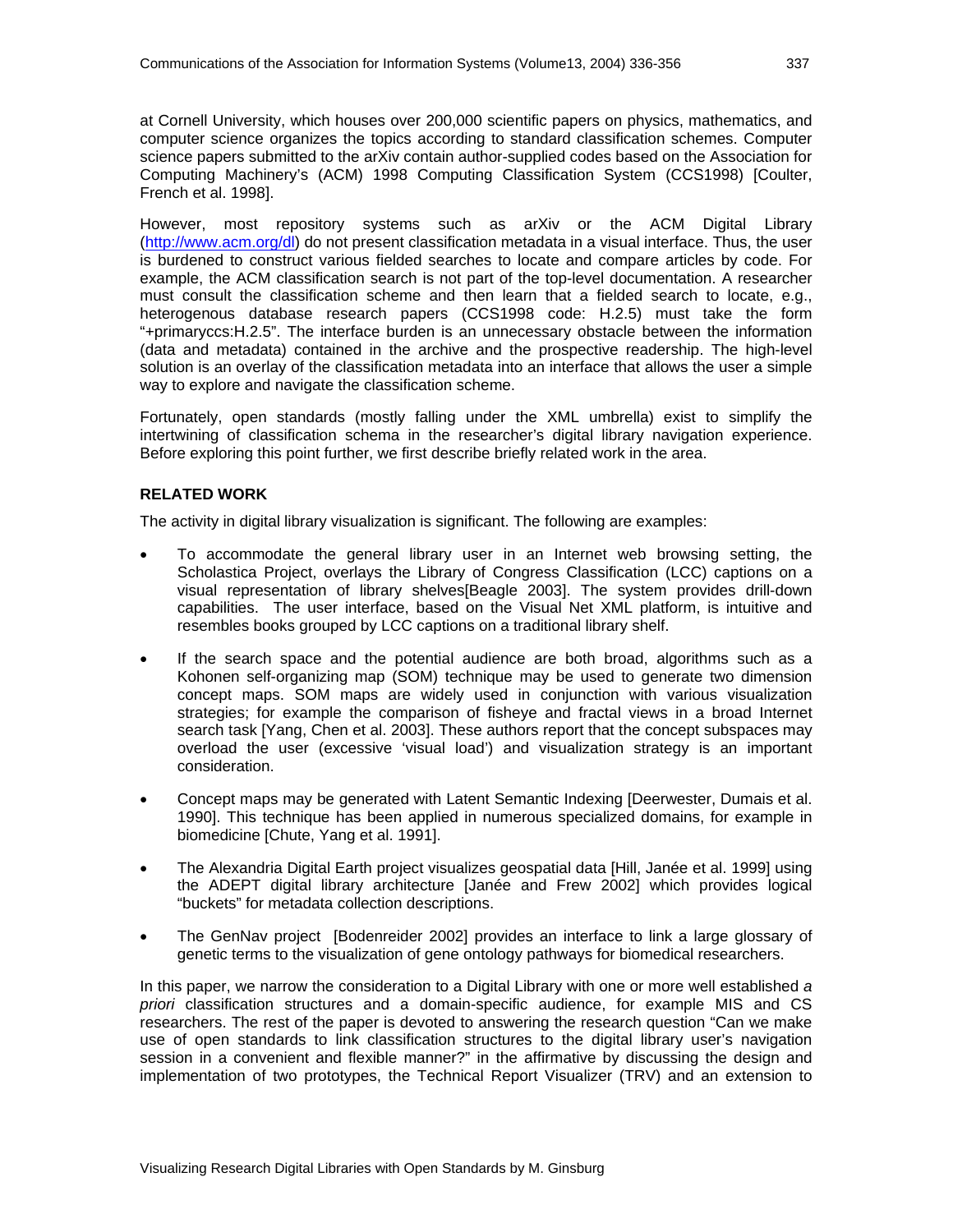at Cornell University, which houses over 200,000 scientific papers on physics, mathematics, and computer science organizes the topics according to standard classification schemes. Computer science papers submitted to the arXiv contain author-supplied codes based on the Association for Computing Machinery's (ACM) 1998 Computing Classification System (CCS1998) [Coulter, French et al. 1998].

However, most repository systems such as arXiv or the ACM Digital Library (http://www.acm.org/dl) do not present classification metadata in a visual interface. Thus, the user is burdened to construct various fielded searches to locate and compare articles by code. For example, the ACM classification search is not part of the top-level documentation. A researcher must consult the classification scheme and then learn that a fielded search to locate, e.g., heterogenous database research papers (CCS1998 code: H.2.5) must take the form "+primaryccs:H.2.5". The interface burden is an unnecessary obstacle between the information (data and metadata) contained in the archive and the prospective readership. The high-level solution is an overlay of the classification metadata into an interface that allows the user a simple way to explore and navigate the classification scheme.

Fortunately, open standards (mostly falling under the XML umbrella) exist to simplify the intertwining of classification schema in the researcher's digital library navigation experience. Before exploring this point further, we first describe briefly related work in the area.

## RELATED WORK

The activity in digital library visualization is significant. The following are examples:

- To accommodate the general library user in an Internet web browsing setting, the Scholastica Project, overlays the Library of Congress Classification (LCC) captions on a visual representation of library shelves[Beagle 2003]. The system provides drill-down capabilities. The user interface, based on the Visual Net XML platform, is intuitive and resembles books grouped by LCC captions on a traditional library shelf.
- If the search space and the potential audience are both broad, algorithms such as a Kohonen self-organizing map (SOM) technique may be used to generate two dimension concept maps. SOM maps are widely used in conjunction with various visualization strategies; for example the comparison of fisheye and fractal views in a broad Internet search task [Yang, Chen et al. 2003]. These authors report that the concept subspaces may overload the user (excessive 'visual load') and visualization strategy is an important consideration.
- Concept maps may be generated with Latent Semantic Indexing [Deerwester, Dumais et al. 1990]. This technique has been applied in numerous specialized domains, for example in biomedicine [Chute, Yang et al. 1991].
- The Alexandria Digital Earth project visualizes geospatial data [Hill, Janée et al. 1999] using the ADEPT digital library architecture [Janée and Frew 2002] which provides logical "buckets" for metadata collection descriptions.
- The GenNav project [Bodenreider 2002] provides an interface to link a large glossary of genetic terms to the visualization of gene ontology pathways for biomedical researchers.

In this paper, we narrow the consideration to a Digital Library with one or more well established *a priori* classification structures and a domain-specific audience, for example MIS and CS researchers. The rest of the paper is devoted to answering the research question "Can we make use of open standards to link classification structures to the digital library user's navigation session in a convenient and flexible manner?" in the affirmative by discussing the design and implementation of two prototypes, the Technical Report Visualizer (TRV) and an extension to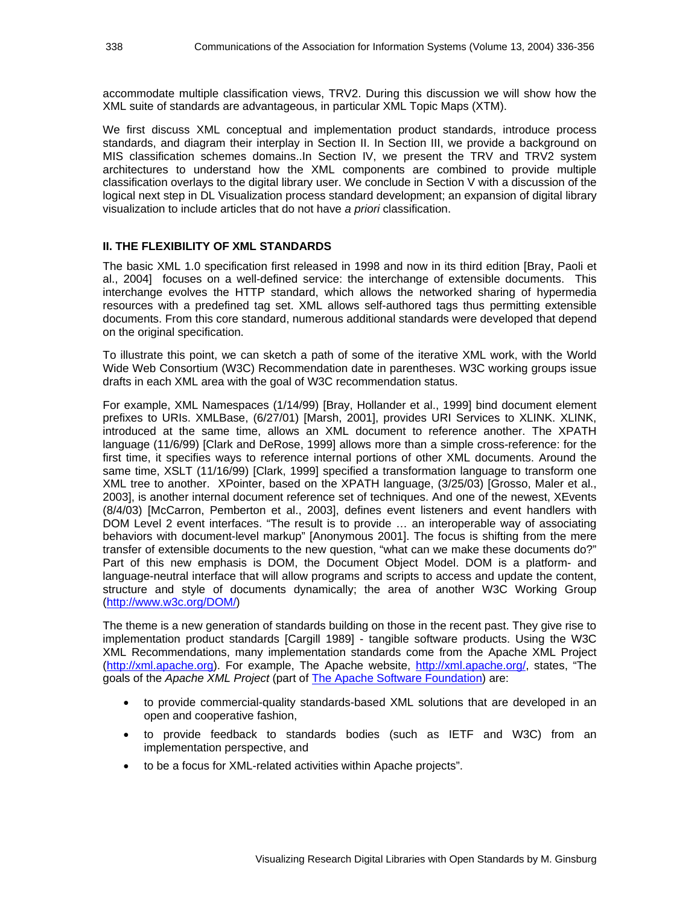accommodate multiple classification views, TRV2. During this discussion we will show how the XML suite of standards are advantageous, in particular XML Topic Maps (XTM).

We first discuss XML conceptual and implementation product standards, introduce process standards, and diagram their interplay in Section II. In Section III, we provide a background on MIS classification schemes domains..In Section IV, we present the TRV and TRV2 system architectures to understand how the XML components are combined to provide multiple classification overlays to the digital library user. We conclude in Section V with a discussion of the logical next step in DL Visualization process standard development; an expansion of digital library visualization to include articles that do not have *a priori* classification.

## II. THE FLEXIBILITY OF XML STANDARDS

The basic XML 1.0 specification first released in 1998 and now in its third edition [Bray, Paoli et al., 2004] focuses on a well-defined service: the interchange of extensible documents. This interchange evolves the HTTP standard, which allows the networked sharing of hypermedia resources with a predefined tag set. XML allows self-authored tags thus permitting extensible documents. From this core standard, numerous additional standards were developed that depend on the original specification.

To illustrate this point, we can sketch a path of some of the iterative XML work, with the World Wide Web Consortium (W3C) Recommendation date in parentheses. W3C working groups issue drafts in each XML area with the goal of W3C recommendation status.

For example, XML Namespaces (1/14/99) [Bray, Hollander et al., 1999] bind document element prefixes to URIs. XMLBase, (6/27/01) [Marsh, 2001], provides URI Services to XLINK. XLINK, introduced at the same time, allows an XML document to reference another. The XPATH language (11/6/99) [Clark and DeRose, 1999] allows more than a simple cross-reference: for the first time, it specifies ways to reference internal portions of other XML documents. Around the same time, XSLT (11/16/99) [Clark, 1999] specified a transformation language to transform one XML tree to another. XPointer, based on the XPATH language, (3/25/03) [Grosso, Maler et al., 2003], is another internal document reference set of techniques. And one of the newest, XEvents (8/4/03) [McCarron, Pemberton et al., 2003], defines event listeners and event handlers with DOM Level 2 event interfaces. "The result is to provide … an interoperable way of associating behaviors with document-level markup" [Anonymous 2001]. The focus is shifting from the mere transfer of extensible documents to the new question, "what can we make these documents do?" Part of this new emphasis is DOM, the Document Object Model. DOM is a platform- and language-neutral interface that will allow programs and scripts to access and update the content, structure and style of documents dynamically; the area of another W3C Working Group (http://www.w3c.org/DOM/)

The theme is a new generation of standards building on those in the recent past. They give rise to implementation product standards [Cargill 1989] - tangible software products. Using the W3C XML Recommendations, many implementation standards come from the Apache XML Project (http://xml.apache.org). For example, The Apache website, http://xml.apache.org/, states, "The goals of the *Apache XML Project* (part of The Apache Software Foundation) are:

- to provide commercial-quality standards-based XML solutions that are developed in an open and cooperative fashion,
- to provide feedback to standards bodies (such as IETF and W3C) from an implementation perspective, and
- to be a focus for XML-related activities within Apache projects".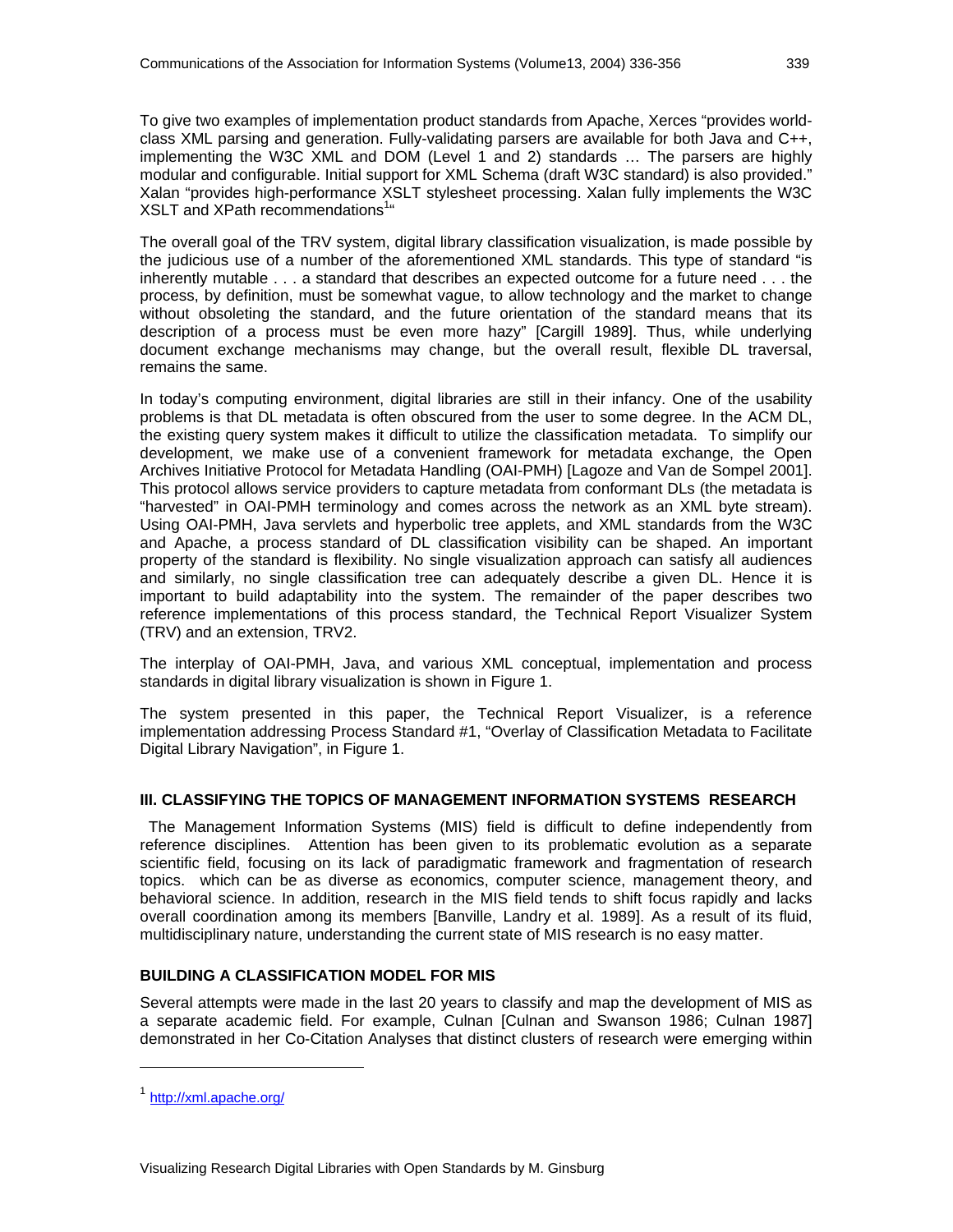To give two examples of implementation product standards from Apache, Xerces "provides world-class XML parsing and generation. Fully-validating parsers are available for both Java and C++, implementing the W3C XML and DOM (Level 1 and 2) standards … The parsers are highly modular and configurable. Initial support for XML Schema (draft W3C standard) is also provided." Xalan "provides high-performance XSLT stylesheet processing. Xalan fully implements the W3C XSLT and XPath recommendations[1]"

The overall goal of the TRV system, digital library classification visualization, is made possible by the judicious use of a number of the aforementioned XML standards. This type of standard "is inherently mutable . . . a standard that describes an expected outcome for a future need . . . the process, by definition, must be somewhat vague, to allow technology and the market to change without obsoleting the standard, and the future orientation of the standard means that its description of a process must be even more hazy" [Cargill 1989]. Thus, while underlying document exchange mechanisms may change, but the overall result, flexible DL traversal, remains the same.

In today's computing environment, digital libraries are still in their infancy. One of the usability problems is that DL metadata is often obscured from the user to some degree. In the ACM DL, the existing query system makes it difficult to utilize the classification metadata. To simplify our development, we make use of a convenient framework for metadata exchange, the Open Archives Initiative Protocol for Metadata Handling (OAI-PMH) [Lagoze and Van de Sompel 2001]. This protocol allows service providers to capture metadata from conformant DLs (the metadata is "harvested" in OAI-PMH terminology and comes across the network as an XML byte stream). Using OAI-PMH, Java servlets and hyperbolic tree applets, and XML standards from the W3C and Apache, a process standard of DL classification visibility can be shaped. An important property of the standard is flexibility. No single visualization approach can satisfy all audiences and similarly, no single classification tree can adequately describe a given DL. Hence it is important to build adaptability into the system. The remainder of the paper describes two reference implementations of this process standard, the Technical Report Visualizer System (TRV) and an extension, TRV2.

The interplay of OAI-PMH, Java, and various XML conceptual, implementation and process standards in digital library visualization is shown in Figure 1.

The system presented in this paper, the Technical Report Visualizer, is a reference implementation addressing Process Standard #1, "Overlay of Classification Metadata to Facilitate Digital Library Navigation", in Figure 1.

## III. CLASSIFYING THE TOPICS OF MANAGEMENT INFORMATION SYSTEMS RESEARCH

The Management Information Systems (MIS) field is difficult to define independently from reference disciplines. Attention has been given to its problematic evolution as a separate scientific field, focusing on its lack of paradigmatic framework and fragmentation of research topics. which can be as diverse as economics, computer science, management theory, and behavioral science. In addition, research in the MIS field tends to shift focus rapidly and lacks overall coordination among its members [Banville, Landry et al. 1989]. As a result of its fluid, multidisciplinary nature, understanding the current state of MIS research is no easy matter.

### BUILDING A CLASSIFICATION MODEL FOR MIS

Several attempts were made in the last 20 years to classify and map the development of MIS as a separate academic field. For example, Culnan [Culnan and Swanson 1986; Culnan 1987] demonstrated in her Co-Citation Analyses that distinct clusters of research were emerging within

---

[1] http://xml.apache.org/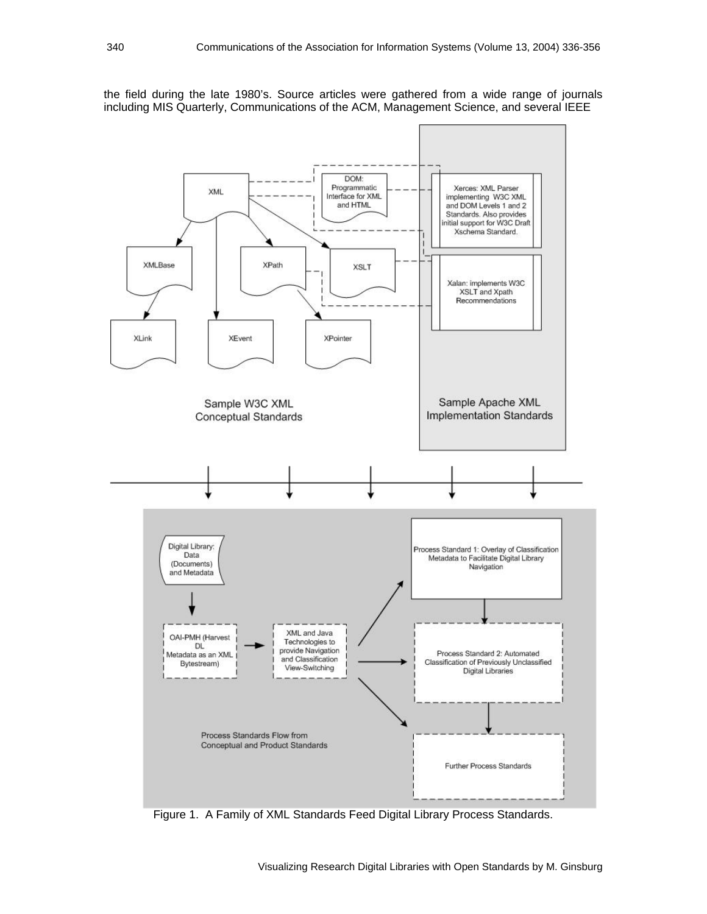the field during the late 1980's. Source articles were gathered from a wide range of journals including MIS Quarterly, Communications of the ACM, Management Science, and several IEEE

Figure 1. A Family of XML Standards Feed Digital Library Process Standards.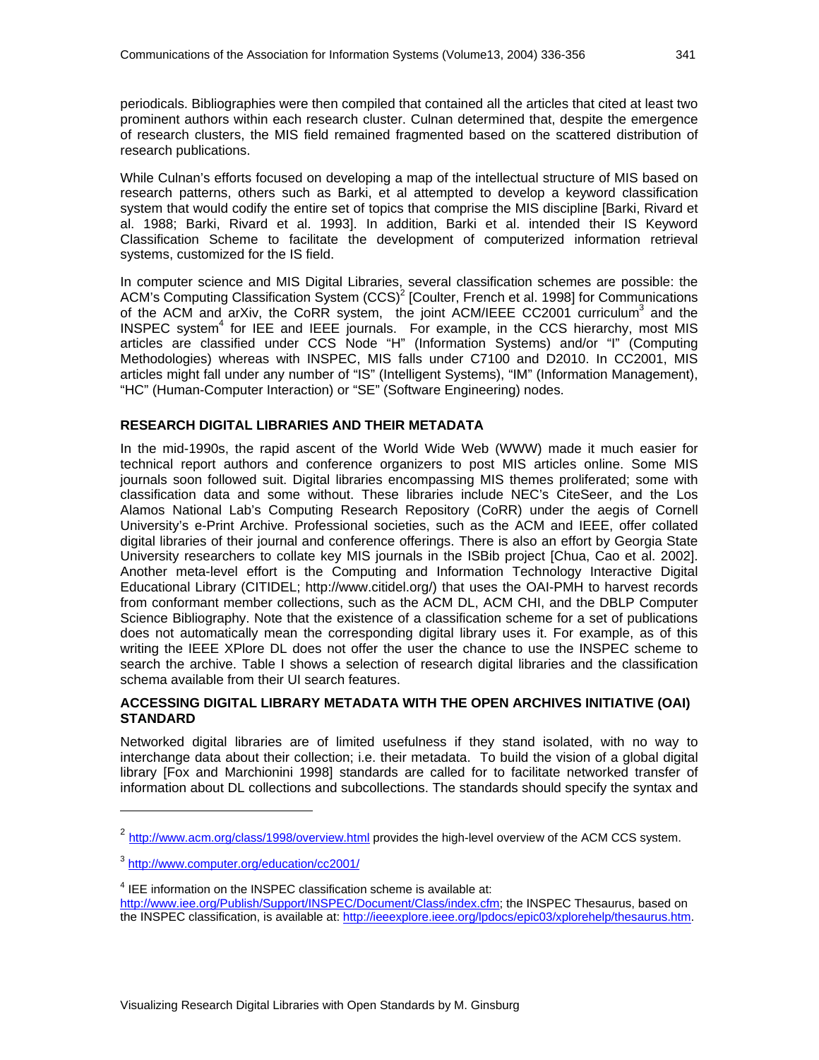periodicals. Bibliographies were then compiled that contained all the articles that cited at least two prominent authors within each research cluster. Culnan determined that, despite the emergence of research clusters, the MIS field remained fragmented based on the scattered distribution of research publications.

While Culnan's efforts focused on developing a map of the intellectual structure of MIS based on research patterns, others such as Barki, et al attempted to develop a keyword classification system that would codify the entire set of topics that comprise the MIS discipline [Barki, Rivard et al. 1988; Barki, Rivard et al. 1993]. In addition, Barki et al. intended their IS Keyword Classification Scheme to facilitate the development of computerized information retrieval systems, customized for the IS field.

In computer science and MIS Digital Libraries, several classification schemes are possible: the ACM's Computing Classification System (CCS)[2] [Coulter, French et al. 1998] for Communications of the ACM and arXiv, the CoRR system, the joint ACM/IEEE CC2001 curriculum[3] and the INSPEC system[4] for IEE and IEEE journals. For example, in the CCS hierarchy, most MIS articles are classified under CCS Node "H" (Information Systems) and/or "I" (Computing Methodologies) whereas with INSPEC, MIS falls under C7100 and D2010. In CC2001, MIS articles might fall under any number of "IS" (Intelligent Systems), "IM" (Information Management), "HC" (Human-Computer Interaction) or "SE" (Software Engineering) nodes.

## RESEARCH DIGITAL LIBRARIES AND THEIR METADATA

In the mid-1990s, the rapid ascent of the World Wide Web (WWW) made it much easier for technical report authors and conference organizers to post MIS articles online. Some MIS journals soon followed suit. Digital libraries encompassing MIS themes proliferated; some with classification data and some without. These libraries include NEC's CiteSeer, and the Los Alamos National Lab's Computing Research Repository (CoRR) under the aegis of Cornell University's e-Print Archive. Professional societies, such as the ACM and IEEE, offer collated digital libraries of their journal and conference offerings. There is also an effort by Georgia State University researchers to collate key MIS journals in the ISBib project [Chua, Cao et al. 2002]. Another meta-level effort is the Computing and Information Technology Interactive Digital Educational Library (CITIDEL; http://www.citidel.org/) that uses the OAI-PMH to harvest records from conformant member collections, such as the ACM DL, ACM CHI, and the DBLP Computer Science Bibliography. Note that the existence of a classification scheme for a set of publications does not automatically mean the corresponding digital library uses it. For example, as of this writing the IEEE XPlore DL does not offer the user the chance to use the INSPEC scheme to search the archive. Table I shows a selection of research digital libraries and the classification schema available from their UI search features.

## ACCESSING DIGITAL LIBRARY METADATA WITH THE OPEN ARCHIVES INITIATIVE (OAI) STANDARD

Networked digital libraries are of limited usefulness if they stand isolated, with no way to interchange data about their collection; i.e. their metadata. To build the vision of a global digital library [Fox and Marchionini 1998] standards are called for to facilitate networked transfer of information about DL collections and subcollections. The standards should specify the syntax and

---

[2] http://www.acm.org/class/1998/overview.html provides the high-level overview of the ACM CCS system.

[3] http://www.computer.org/education/cc2001/

[4] IEE information on the INSPEC classification scheme is available at: http://www.iee.org/Publish/Support/INSPEC/Document/Class/index.cfm; the INSPEC Thesaurus, based on the INSPEC classification, is available at: http://ieeexplore.ieee.org/lpdocs/epic03/xplorehelp/thesaurus.htm.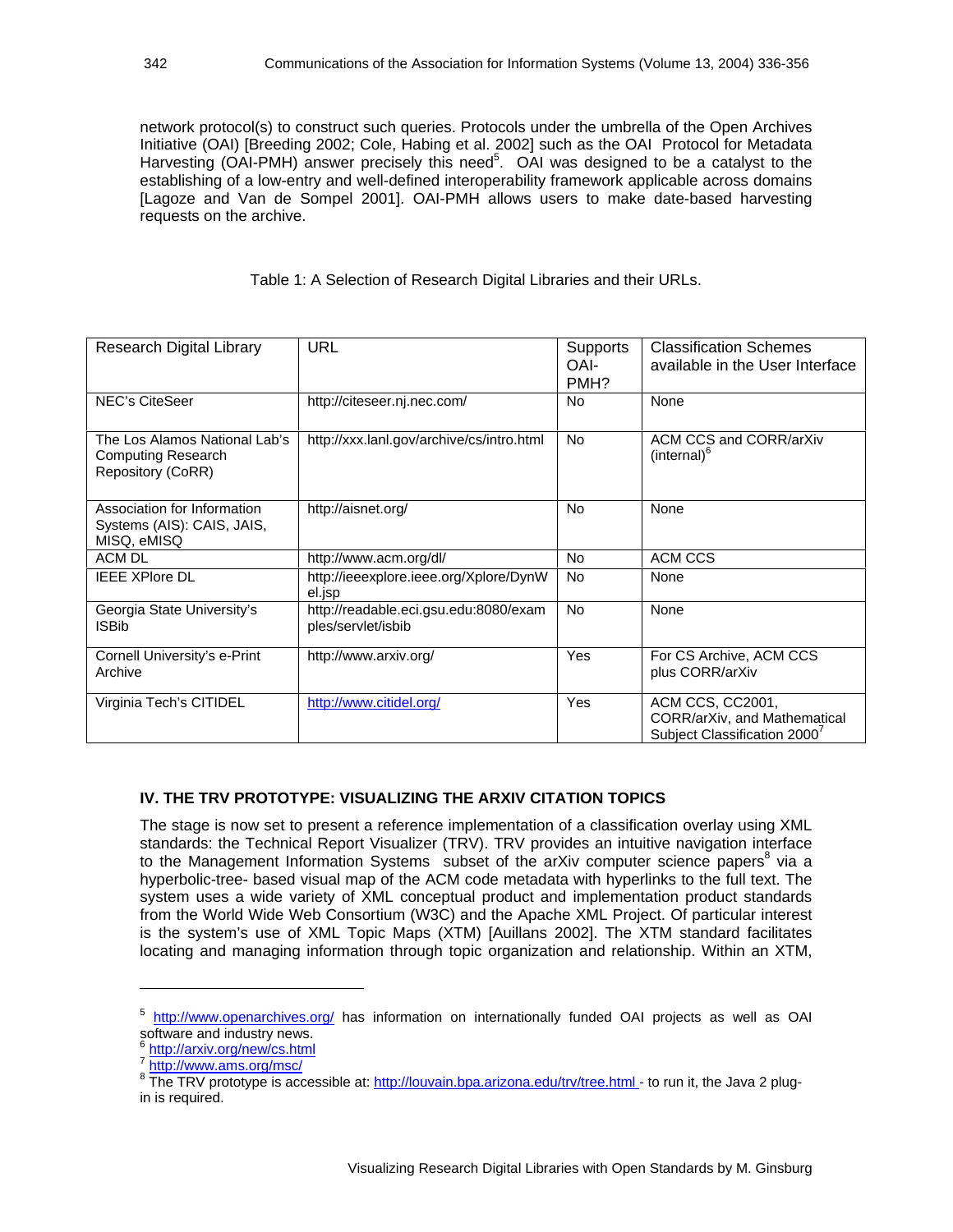network protocol(s) to construct such queries. Protocols under the umbrella of the Open Archives Initiative (OAI) [Breeding 2002; Cole, Habing et al. 2002] such as the OAI Protocol for Metadata Harvesting (OAI-PMH) answer precisely this need[5]. OAI was designed to be a catalyst to the establishing of a low-entry and well-defined interoperability framework applicable across domains [Lagoze and Van de Sompel 2001]. OAI-PMH allows users to make date-based harvesting requests on the archive.

Table 1: A Selection of Research Digital Libraries and their URLs.

| Research Digital Library | URL | Supports OAI-PMH? | Classification Schemes available in the User Interface |
|---|---|---|---|
| NEC's CiteSeer | http://citeseer.nj.nec.com/ | No | None |
| The Los Alamos National Lab's Computing Research Repository (CoRR) | http://xxx.lanl.gov/archive/cs/intro.html | No | ACM CCS and CORR/arXiv (internal)[6] |
| Association for Information Systems (AIS): CAIS, JAIS, MISQ, eMISQ | http://aisnet.org/ | No | None |
| ACM DL | http://www.acm.org/dl/ | No | ACM CCS |
| IEEE XPlore DL | http://ieeexplore.ieee.org/Xplore/DynWel.jsp | No | None |
| Georgia State University's ISBib | http://readable.eci.gsu.edu:8080/examples/servlet/isbib | No | None |
| Cornell University's e-Print Archive | http://www.arxiv.org/ | Yes | For CS Archive, ACM CCS plus CORR/arXiv |
| Virginia Tech's CITIDEL | http://www.citidel.org/ | Yes | ACM CCS, CC2001, CORR/arXiv, and Mathematical Subject Classification 2000[7] |

### IV. THE TRV PROTOTYPE: VISUALIZING THE ARXIV CITATION TOPICS

The stage is now set to present a reference implementation of a classification overlay using XML standards: the Technical Report Visualizer (TRV). TRV provides an intuitive navigation interface to the Management Information Systems subset of the arXiv computer science papers[8] via a hyperbolic-tree- based visual map of the ACM code metadata with hyperlinks to the full text. The system uses a wide variety of XML conceptual product and implementation product standards from the World Wide Web Consortium (W3C) and the Apache XML Project. Of particular interest is the system's use of XML Topic Maps (XTM) [Auillans 2002]. The XTM standard facilitates locating and managing information through topic organization and relationship. Within an XTM,

---

[5] http://www.openarchives.org/ has information on internationally funded OAI projects as well as OAI software and industry news.

[6] http://arxiv.org/new/cs.html

[7] http://www.ams.org/msc/

[8] The TRV prototype is accessible at: http://louvain.bpa.arizona.edu/trv/tree.html - to run it, the Java 2 plug-in is required.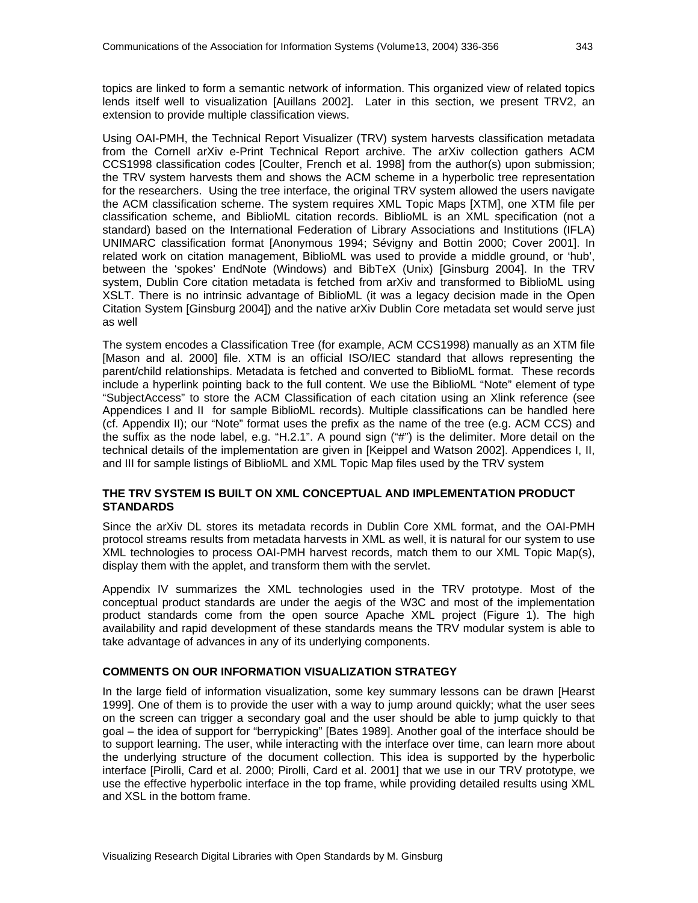topics are linked to form a semantic network of information. This organized view of related topics lends itself well to visualization [Auillans 2002]. Later in this section, we present TRV2, an extension to provide multiple classification views.

Using OAI-PMH, the Technical Report Visualizer (TRV) system harvests classification metadata from the Cornell arXiv e-Print Technical Report archive. The arXiv collection gathers ACM CCS1998 classification codes [Coulter, French et al. 1998] from the author(s) upon submission; the TRV system harvests them and shows the ACM scheme in a hyperbolic tree representation for the researchers. Using the tree interface, the original TRV system allowed the users navigate the ACM classification scheme. The system requires XML Topic Maps [XTM], one XTM file per classification scheme, and BiblioML citation records. BiblioML is an XML specification (not a standard) based on the International Federation of Library Associations and Institutions (IFLA) UNIMARC classification format [Anonymous 1994; Sévigny and Bottin 2000; Cover 2001]. In related work on citation management, BiblioML was used to provide a middle ground, or 'hub', between the 'spokes' EndNote (Windows) and BibTeX (Unix) [Ginsburg 2004]. In the TRV system, Dublin Core citation metadata is fetched from arXiv and transformed to BiblioML using XSLT. There is no intrinsic advantage of BiblioML (it was a legacy decision made in the Open Citation System [Ginsburg 2004]) and the native arXiv Dublin Core metadata set would serve just as well

The system encodes a Classification Tree (for example, ACM CCS1998) manually as an XTM file [Mason and al. 2000] file. XTM is an official ISO/IEC standard that allows representing the parent/child relationships. Metadata is fetched and converted to BiblioML format. These records include a hyperlink pointing back to the full content. We use the BiblioML "Note" element of type "SubjectAccess" to store the ACM Classification of each citation using an Xlink reference (see Appendices I and II for sample BiblioML records). Multiple classifications can be handled here (cf. Appendix II); our "Note" format uses the prefix as the name of the tree (e.g. ACM CCS) and the suffix as the node label, e.g. "H.2.1". A pound sign ("#") is the delimiter. More detail on the technical details of the implementation are given in [Keippel and Watson 2002]. Appendices I, II, and III for sample listings of BiblioML and XML Topic Map files used by the TRV system

#### THE TRV SYSTEM IS BUILT ON XML CONCEPTUAL AND IMPLEMENTATION PRODUCT STANDARDS

Since the arXiv DL stores its metadata records in Dublin Core XML format, and the OAI-PMH protocol streams results from metadata harvests in XML as well, it is natural for our system to use XML technologies to process OAI-PMH harvest records, match them to our XML Topic Map(s), display them with the applet, and transform them with the servlet.

Appendix IV summarizes the XML technologies used in the TRV prototype. Most of the conceptual product standards are under the aegis of the W3C and most of the implementation product standards come from the open source Apache XML project (Figure 1). The high availability and rapid development of these standards means the TRV modular system is able to take advantage of advances in any of its underlying components.

#### COMMENTS ON OUR INFORMATION VISUALIZATION STRATEGY

In the large field of information visualization, some key summary lessons can be drawn [Hearst 1999]. One of them is to provide the user with a way to jump around quickly; what the user sees on the screen can trigger a secondary goal and the user should be able to jump quickly to that goal – the idea of support for "berrypicking" [Bates 1989]. Another goal of the interface should be to support learning. The user, while interacting with the interface over time, can learn more about the underlying structure of the document collection. This idea is supported by the hyperbolic interface [Pirolli, Card et al. 2000; Pirolli, Card et al. 2001] that we use in our TRV prototype, we use the effective hyperbolic interface in the top frame, while providing detailed results using XML and XSL in the bottom frame.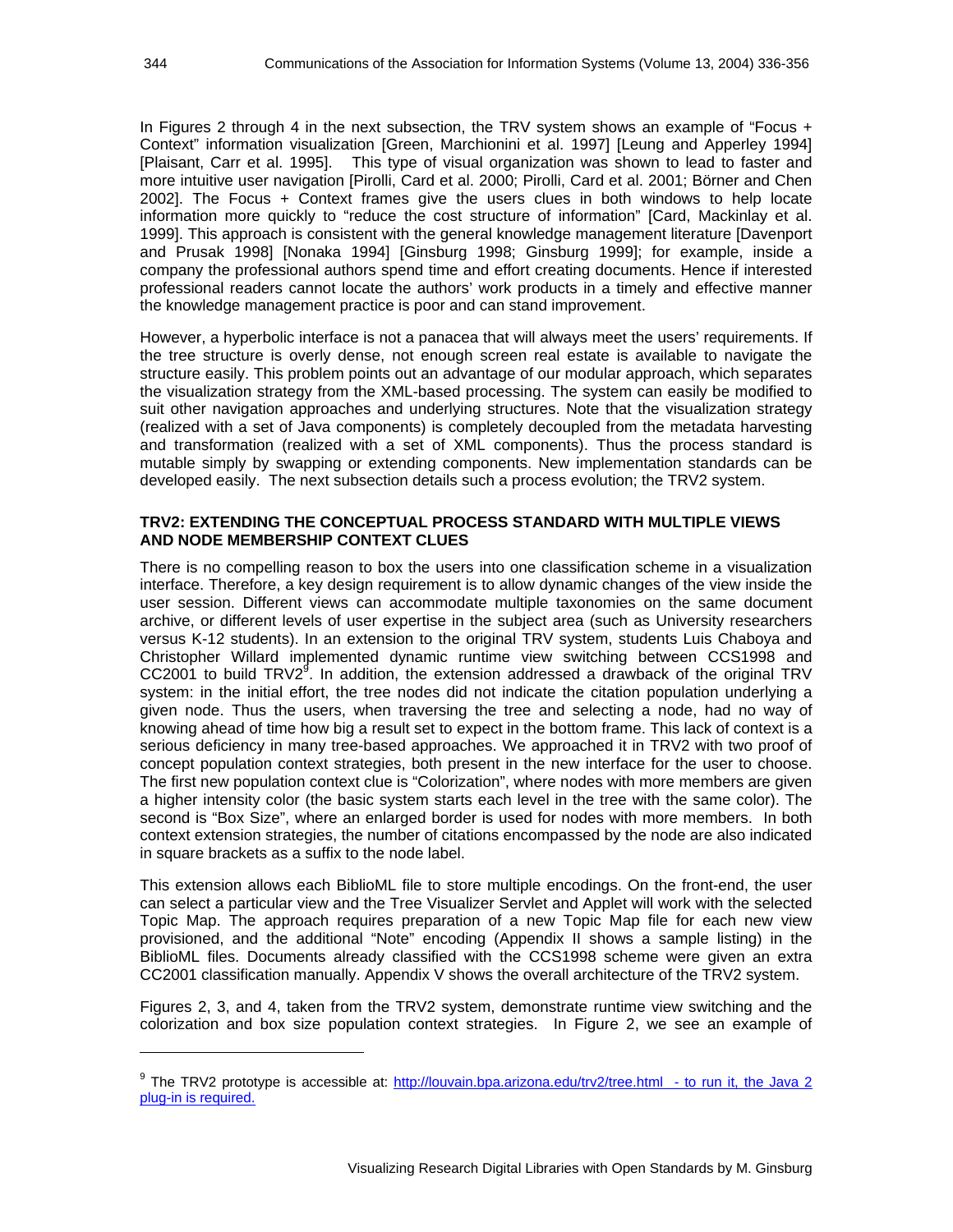In Figures 2 through 4 in the next subsection, the TRV system shows an example of "Focus + Context" information visualization [Green, Marchionini et al. 1997] [Leung and Apperley 1994] [Plaisant, Carr et al. 1995]. This type of visual organization was shown to lead to faster and more intuitive user navigation [Pirolli, Card et al. 2000; Pirolli, Card et al. 2001; Börner and Chen 2002]. The Focus + Context frames give the users clues in both windows to help locate information more quickly to "reduce the cost structure of information" [Card, Mackinlay et al. 1999]. This approach is consistent with the general knowledge management literature [Davenport and Prusak 1998] [Nonaka 1994] [Ginsburg 1998; Ginsburg 1999]; for example, inside a company the professional authors spend time and effort creating documents. Hence if interested professional readers cannot locate the authors' work products in a timely and effective manner the knowledge management practice is poor and can stand improvement.

However, a hyperbolic interface is not a panacea that will always meet the users' requirements. If the tree structure is overly dense, not enough screen real estate is available to navigate the structure easily. This problem points out an advantage of our modular approach, which separates the visualization strategy from the XML-based processing. The system can easily be modified to suit other navigation approaches and underlying structures. Note that the visualization strategy (realized with a set of Java components) is completely decoupled from the metadata harvesting and transformation (realized with a set of XML components). Thus the process standard is mutable simply by swapping or extending components. New implementation standards can be developed easily. The next subsection details such a process evolution; the TRV2 system.

**TRV2: EXTENDING THE CONCEPTUAL PROCESS STANDARD WITH MULTIPLE VIEWS AND NODE MEMBERSHIP CONTEXT CLUES**

There is no compelling reason to box the users into one classification scheme in a visualization interface. Therefore, a key design requirement is to allow dynamic changes of the view inside the user session. Different views can accommodate multiple taxonomies on the same document archive, or different levels of user expertise in the subject area (such as University researchers versus K-12 students). In an extension to the original TRV system, students Luis Chaboya and Christopher Willard implemented dynamic runtime view switching between CCS1998 and CC2001 to build TRV2[9]. In addition, the extension addressed a drawback of the original TRV system: in the initial effort, the tree nodes did not indicate the citation population underlying a given node. Thus the users, when traversing the tree and selecting a node, had no way of knowing ahead of time how big a result set to expect in the bottom frame. This lack of context is a serious deficiency in many tree-based approaches. We approached it in TRV2 with two proof of concept population context strategies, both present in the new interface for the user to choose. The first new population context clue is "Colorization", where nodes with more members are given a higher intensity color (the basic system starts each level in the tree with the same color). The second is "Box Size", where an enlarged border is used for nodes with more members. In both context extension strategies, the number of citations encompassed by the node are also indicated in square brackets as a suffix to the node label.

This extension allows each BiblioML file to store multiple encodings. On the front-end, the user can select a particular view and the Tree Visualizer Servlet and Applet will work with the selected Topic Map. The approach requires preparation of a new Topic Map file for each new view provisioned, and the additional "Note" encoding (Appendix II shows a sample listing) in the BiblioML files. Documents already classified with the CCS1998 scheme were given an extra CC2001 classification manually. Appendix V shows the overall architecture of the TRV2 system.

Figures 2, 3, and 4, taken from the TRV2 system, demonstrate runtime view switching and the colorization and box size population context strategies. In Figure 2, we see an example of

[9] The TRV2 prototype is accessible at: http://louvain.bpa.arizona.edu/trv2/tree.html - to run it, the Java 2 plug-in is required.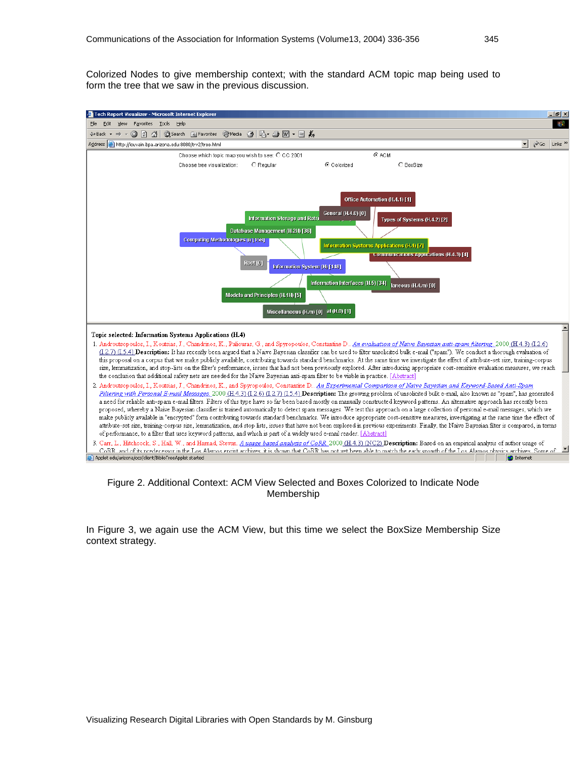Colorized Nodes to give membership context; with the standard ACM topic map being used to form the tree that we saw in the previous discussion.

Figure 2. Additional Context: ACM View Selected and Boxes Colorized to Indicate Node Membership

In Figure 3, we again use the ACM View, but this time we select the BoxSize Membership Size context strategy.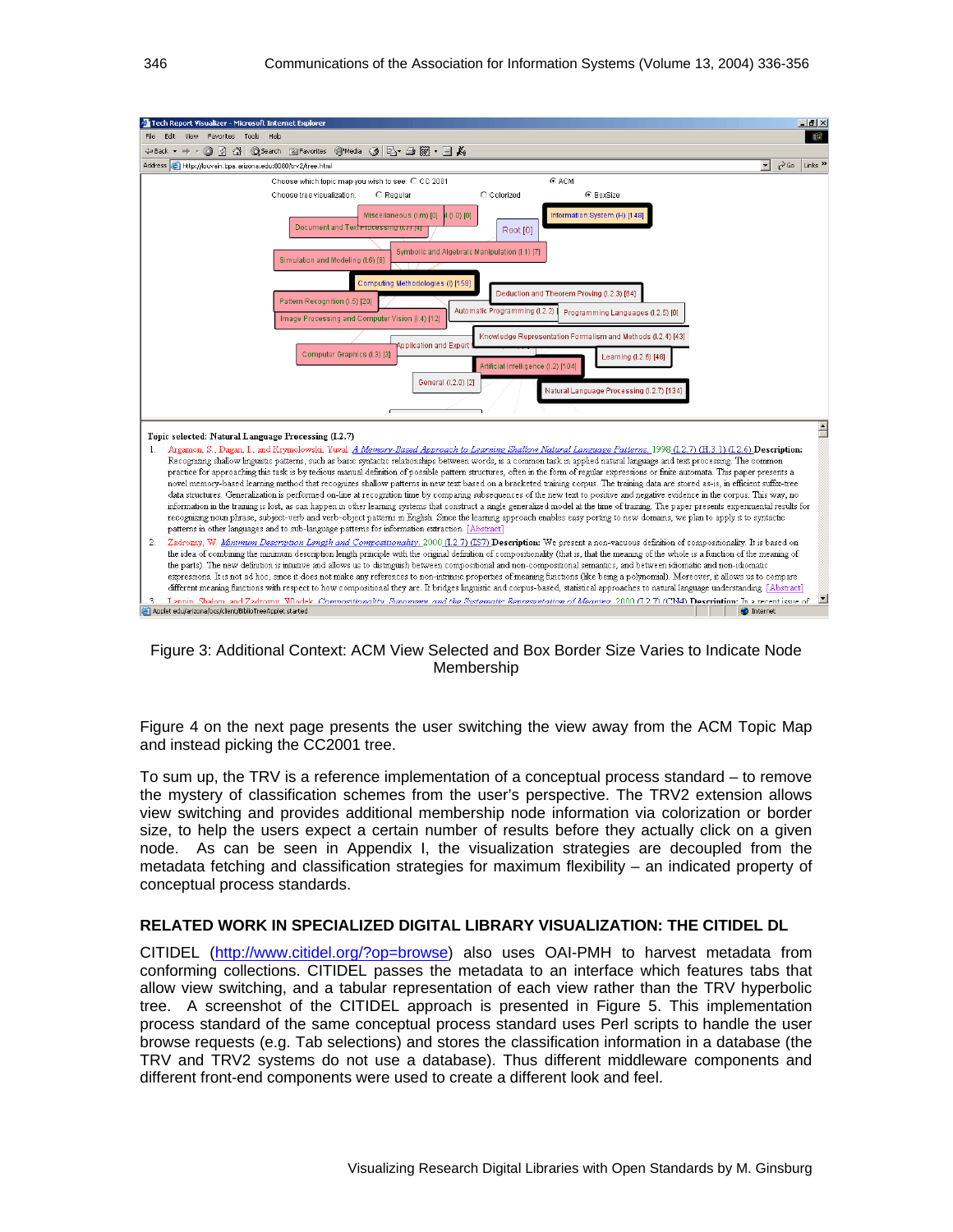Figure 3: Additional Context: ACM View Selected and Box Border Size Varies to Indicate Node Membership

Figure 4 on the next page presents the user switching the view away from the ACM Topic Map and instead picking the CC2001 tree.

To sum up, the TRV is a reference implementation of a conceptual process standard – to remove the mystery of classification schemes from the user's perspective. The TRV2 extension allows view switching and provides additional membership node information via colorization or border size, to help the users expect a certain number of results before they actually click on a given node. As can be seen in Appendix I, the visualization strategies are decoupled from the metadata fetching and classification strategies for maximum flexibility – an indicated property of conceptual process standards.

## RELATED WORK IN SPECIALIZED DIGITAL LIBRARY VISUALIZATION: THE CITIDEL DL

CITIDEL (http://www.citidel.org/?op=browse) also uses OAI-PMH to harvest metadata from conforming collections. CITIDEL passes the metadata to an interface which features tabs that allow view switching, and a tabular representation of each view rather than the TRV hyperbolic tree. A screenshot of the CITIDEL approach is presented in Figure 5. This implementation process standard of the same conceptual process standard uses Perl scripts to handle the user browse requests (e.g. Tab selections) and stores the classification information in a database (the TRV and TRV2 systems do not use a database). Thus different middleware components and different front-end components were used to create a different look and feel.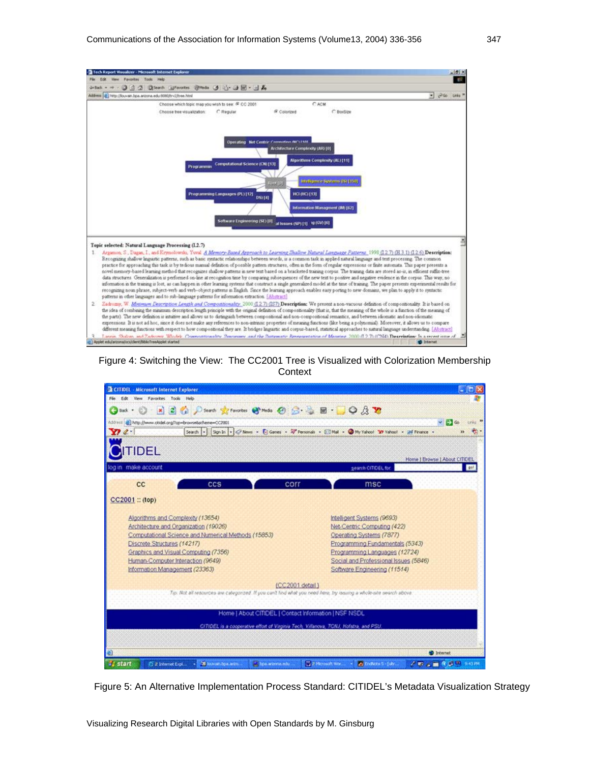Figure 4: Switching the View: The CC2001 Tree is Visualized with Colorization Membership Context

Figure 5: An Alternative Implementation Process Standard: CITIDEL's Metadata Visualization Strategy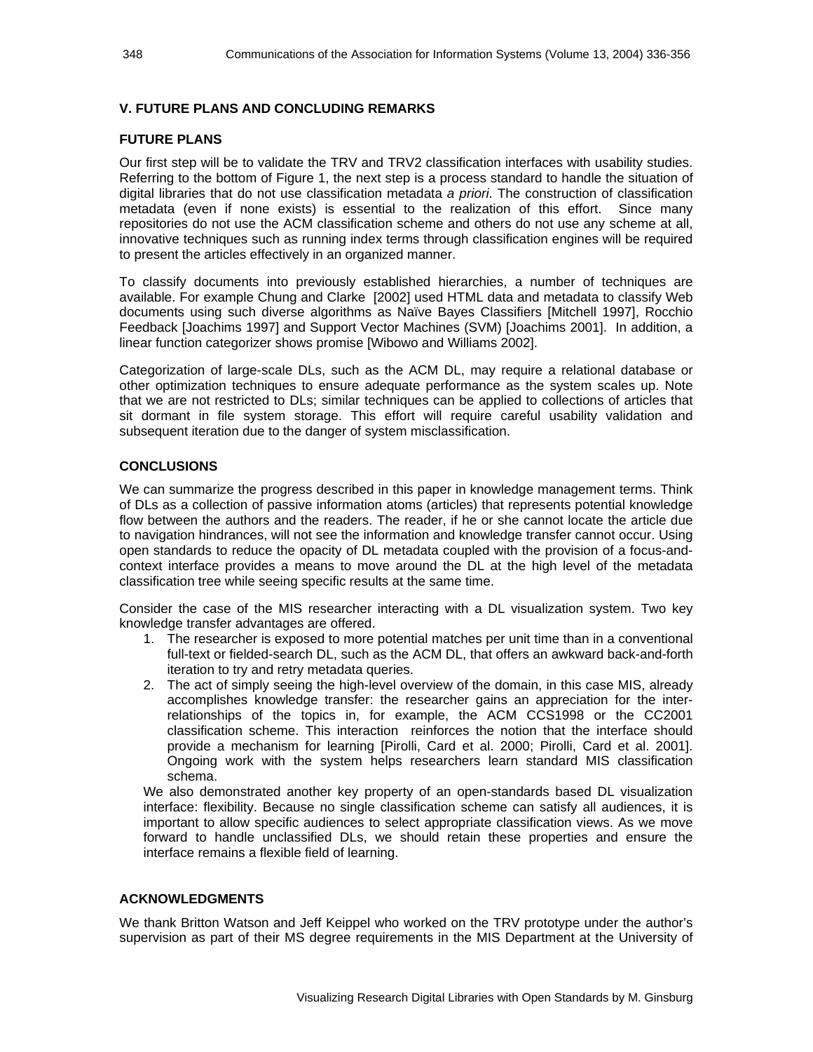## V. FUTURE PLANS AND CONCLUDING REMARKS

### FUTURE PLANS

Our first step will be to validate the TRV and TRV2 classification interfaces with usability studies. Referring to the bottom of Figure 1, the next step is a process standard to handle the situation of digital libraries that do not use classification metadata *a priori*. The construction of classification metadata (even if none exists) is essential to the realization of this effort. Since many repositories do not use the ACM classification scheme and others do not use any scheme at all, innovative techniques such as running index terms through classification engines will be required to present the articles effectively in an organized manner.

To classify documents into previously established hierarchies, a number of techniques are available. For example Chung and Clarke [2002] used HTML data and metadata to classify Web documents using such diverse algorithms as Naïve Bayes Classifiers [Mitchell 1997], Rocchio Feedback [Joachims 1997] and Support Vector Machines (SVM) [Joachims 2001]. In addition, a linear function categorizer shows promise [Wibowo and Williams 2002].

Categorization of large-scale DLs, such as the ACM DL, may require a relational database or other optimization techniques to ensure adequate performance as the system scales up. Note that we are not restricted to DLs; similar techniques can be applied to collections of articles that sit dormant in file system storage. This effort will require careful usability validation and subsequent iteration due to the danger of system misclassification.

### CONCLUSIONS

We can summarize the progress described in this paper in knowledge management terms. Think of DLs as a collection of passive information atoms (articles) that represents potential knowledge flow between the authors and the readers. The reader, if he or she cannot locate the article due to navigation hindrances, will not see the information and knowledge transfer cannot occur. Using open standards to reduce the opacity of DL metadata coupled with the provision of a focus-and-context interface provides a means to move around the DL at the high level of the metadata classification tree while seeing specific results at the same time.

Consider the case of the MIS researcher interacting with a DL visualization system. Two key knowledge transfer advantages are offered.

1. The researcher is exposed to more potential matches per unit time than in a conventional full-text or fielded-search DL, such as the ACM DL, that offers an awkward back-and-forth iteration to try and retry metadata queries.
2. The act of simply seeing the high-level overview of the domain, in this case MIS, already accomplishes knowledge transfer: the researcher gains an appreciation for the inter-relationships of the topics in, for example, the ACM CCS1998 or the CC2001 classification scheme. This interaction reinforces the notion that the interface should provide a mechanism for learning [Pirolli, Card et al. 2000; Pirolli, Card et al. 2001]. Ongoing work with the system helps researchers learn standard MIS classification schema.

We also demonstrated another key property of an open-standards based DL visualization interface: flexibility. Because no single classification scheme can satisfy all audiences, it is important to allow specific audiences to select appropriate classification views. As we move forward to handle unclassified DLs, we should retain these properties and ensure the interface remains a flexible field of learning.

### ACKNOWLEDGMENTS

We thank Britton Watson and Jeff Keippel who worked on the TRV prototype under the author's supervision as part of their MS degree requirements in the MIS Department at the University of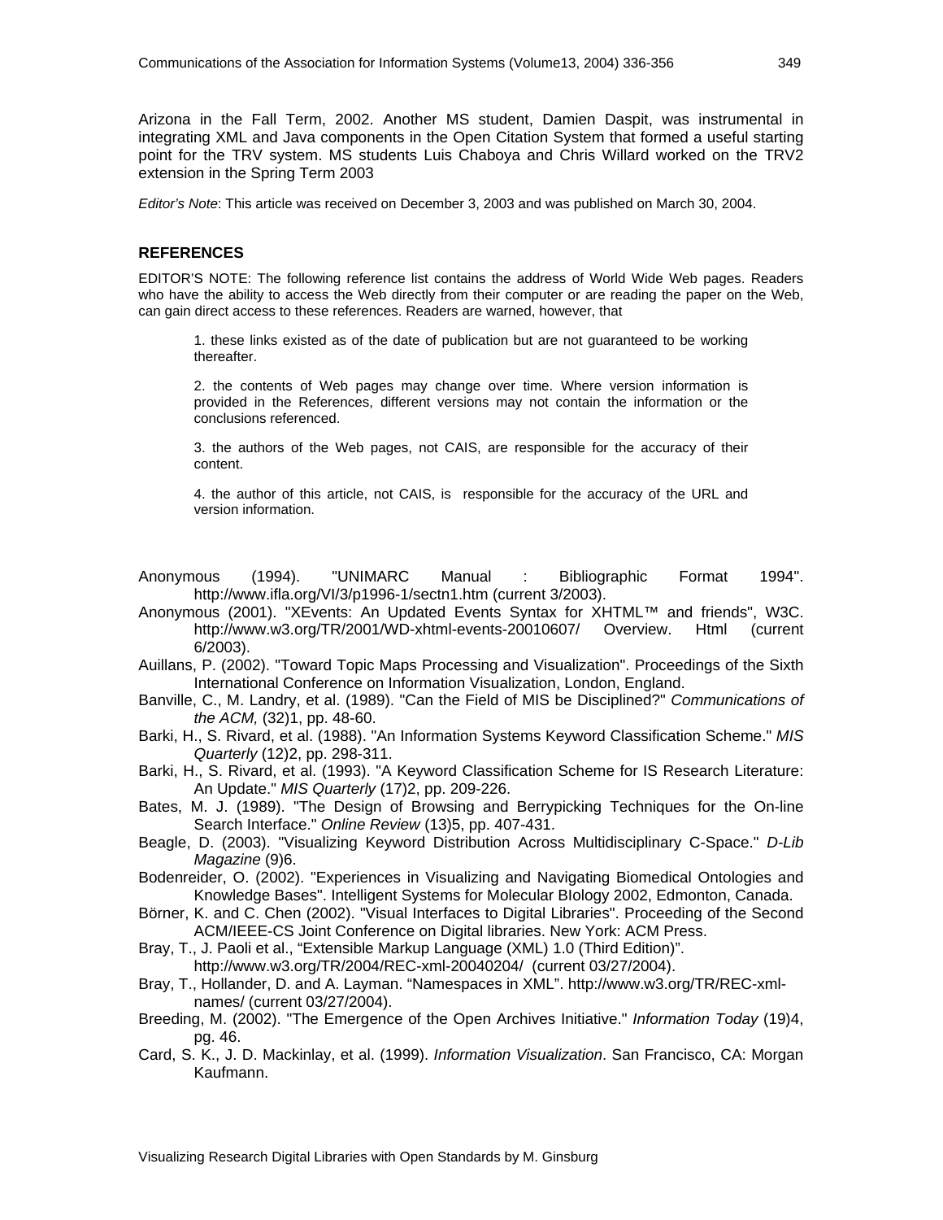Arizona in the Fall Term, 2002. Another MS student, Damien Daspit, was instrumental in integrating XML and Java components in the Open Citation System that formed a useful starting point for the TRV system. MS students Luis Chaboya and Chris Willard worked on the TRV2 extension in the Spring Term 2003

*Editor's Note*: This article was received on December 3, 2003 and was published on March 30, 2004.

## REFERENCES

EDITOR'S NOTE: The following reference list contains the address of World Wide Web pages. Readers who have the ability to access the Web directly from their computer or are reading the paper on the Web, can gain direct access to these references. Readers are warned, however, that

1. these links existed as of the date of publication but are not guaranteed to be working thereafter.

2. the contents of Web pages may change over time. Where version information is provided in the References, different versions may not contain the information or the conclusions referenced.

3. the authors of the Web pages, not CAIS, are responsible for the accuracy of their content.

4. the author of this article, not CAIS, is responsible for the accuracy of the URL and version information.

Anonymous (1994). "UNIMARC Manual : Bibliographic Format 1994". http://www.ifla.org/VI/3/p1996-1/sectn1.htm (current 3/2003).

Anonymous (2001). "XEvents: An Updated Events Syntax for XHTML™ and friends", W3C. http://www.w3.org/TR/2001/WD-xhtml-events-20010607/ Overview. Html (current 6/2003).

Auillans, P. (2002). "Toward Topic Maps Processing and Visualization". Proceedings of the Sixth International Conference on Information Visualization, London, England.

Banville, C., M. Landry, et al. (1989). "Can the Field of MIS be Disciplined?" *Communications of the ACM,* (32)1, pp. 48-60.

Barki, H., S. Rivard, et al. (1988). "An Information Systems Keyword Classification Scheme." *MIS Quarterly* (12)2, pp. 298-311.

Barki, H., S. Rivard, et al. (1993). "A Keyword Classification Scheme for IS Research Literature: An Update." *MIS Quarterly* (17)2, pp. 209-226.

Bates, M. J. (1989). "The Design of Browsing and Berrypicking Techniques for the On-line Search Interface." *Online Review* (13)5, pp. 407-431.

Beagle, D. (2003). "Visualizing Keyword Distribution Across Multidisciplinary C-Space." *D-Lib Magazine* (9)6.

Bodenreider, O. (2002). "Experiences in Visualizing and Navigating Biomedical Ontologies and Knowledge Bases". Intelligent Systems for Molecular BIology 2002, Edmonton, Canada.

Börner, K. and C. Chen (2002). "Visual Interfaces to Digital Libraries". Proceeding of the Second ACM/IEEE-CS Joint Conference on Digital libraries. New York: ACM Press.

Bray, T., J. Paoli et al., "Extensible Markup Language (XML) 1.0 (Third Edition)". http://www.w3.org/TR/2004/REC-xml-20040204/ (current 03/27/2004).

Bray, T., Hollander, D. and A. Layman. "Namespaces in XML". http://www.w3.org/TR/REC-xml-names/ (current 03/27/2004).

Breeding, M. (2002). "The Emergence of the Open Archives Initiative." *Information Today* (19)4, pg. 46.

Card, S. K., J. D. Mackinlay, et al. (1999). *Information Visualization*. San Francisco, CA: Morgan Kaufmann.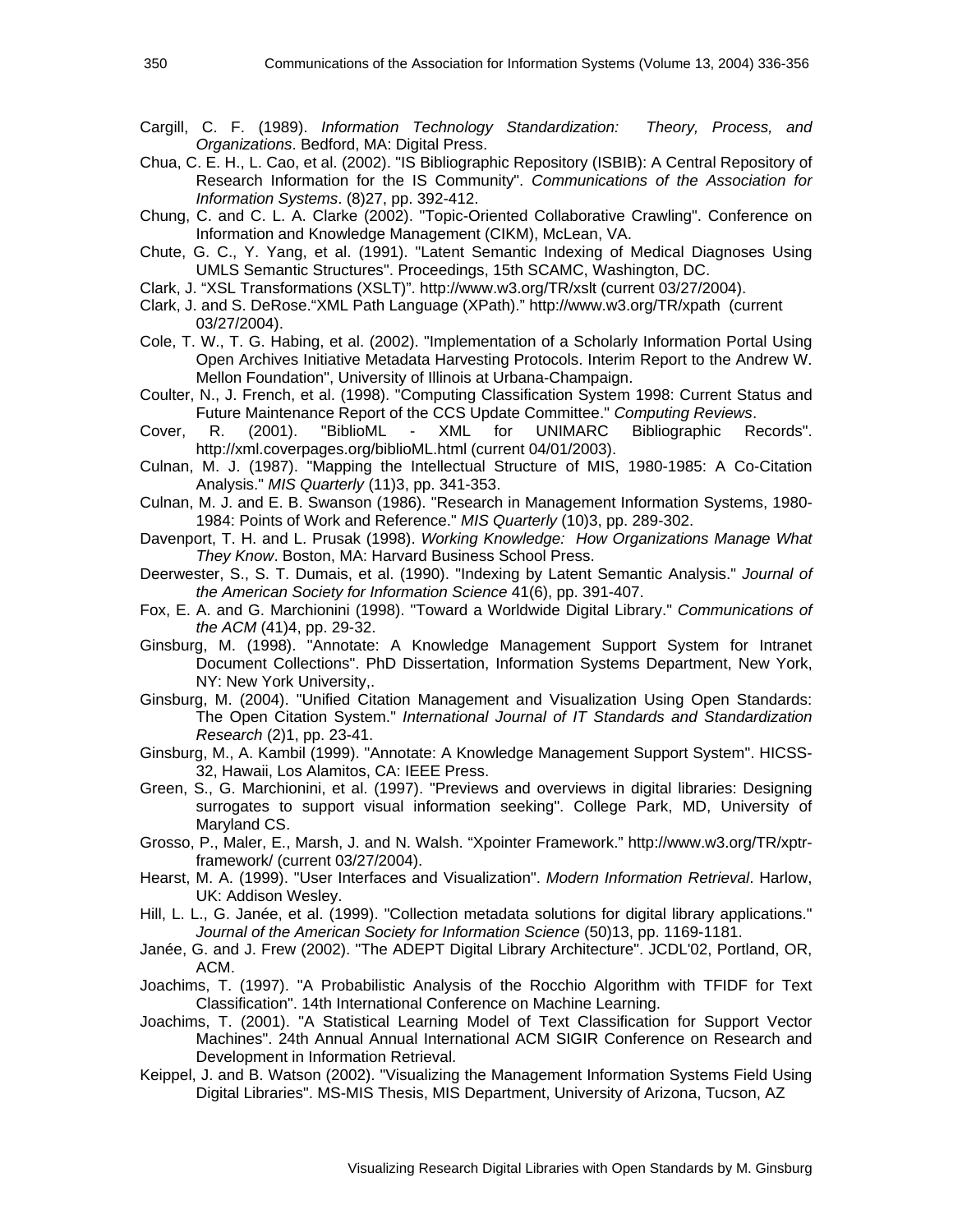Cargill, C. F. (1989). *Information Technology Standardization: Theory, Process, and Organizations*. Bedford, MA: Digital Press.

Chua, C. E. H., L. Cao, et al. (2002). "IS Bibliographic Repository (ISBIB): A Central Repository of Research Information for the IS Community". *Communications of the Association for Information Systems*. (8)27, pp. 392-412.

Chung, C. and C. L. A. Clarke (2002). "Topic-Oriented Collaborative Crawling". Conference on Information and Knowledge Management (CIKM), McLean, VA.

Chute, G. C., Y. Yang, et al. (1991). "Latent Semantic Indexing of Medical Diagnoses Using UMLS Semantic Structures". Proceedings, 15th SCAMC, Washington, DC.

Clark, J. "XSL Transformations (XSLT)". http://www.w3.org/TR/xslt (current 03/27/2004).

Clark, J. and S. DeRose."XML Path Language (XPath)." http://www.w3.org/TR/xpath (current 03/27/2004).

Cole, T. W., T. G. Habing, et al. (2002). "Implementation of a Scholarly Information Portal Using Open Archives Initiative Metadata Harvesting Protocols. Interim Report to the Andrew W. Mellon Foundation", University of Illinois at Urbana-Champaign.

Coulter, N., J. French, et al. (1998). "Computing Classification System 1998: Current Status and Future Maintenance Report of the CCS Update Committee." *Computing Reviews*.

Cover, R. (2001). "BiblioML - XML for UNIMARC Bibliographic Records". http://xml.coverpages.org/biblioML.html (current 04/01/2003).

Culnan, M. J. (1987). "Mapping the Intellectual Structure of MIS, 1980-1985: A Co-Citation Analysis." *MIS Quarterly* (11)3, pp. 341-353.

Culnan, M. J. and E. B. Swanson (1986). "Research in Management Information Systems, 1980-1984: Points of Work and Reference." *MIS Quarterly* (10)3, pp. 289-302.

Davenport, T. H. and L. Prusak (1998). *Working Knowledge: How Organizations Manage What They Know*. Boston, MA: Harvard Business School Press.

Deerwester, S., S. T. Dumais, et al. (1990). "Indexing by Latent Semantic Analysis." *Journal of the American Society for Information Science* 41(6), pp. 391-407.

Fox, E. A. and G. Marchionini (1998). "Toward a Worldwide Digital Library." *Communications of the ACM* (41)4, pp. 29-32.

Ginsburg, M. (1998). "Annotate: A Knowledge Management Support System for Intranet Document Collections". PhD Dissertation, Information Systems Department, New York, NY: New York University,.

Ginsburg, M. (2004). "Unified Citation Management and Visualization Using Open Standards: The Open Citation System." *International Journal of IT Standards and Standardization Research* (2)1, pp. 23-41.

Ginsburg, M., A. Kambil (1999). "Annotate: A Knowledge Management Support System". HICSS-32, Hawaii, Los Alamitos, CA: IEEE Press.

Green, S., G. Marchionini, et al. (1997). "Previews and overviews in digital libraries: Designing surrogates to support visual information seeking". College Park, MD, University of Maryland CS.

Grosso, P., Maler, E., Marsh, J. and N. Walsh. "Xpointer Framework." http://www.w3.org/TR/xptr-framework/ (current 03/27/2004).

Hearst, M. A. (1999). "User Interfaces and Visualization". *Modern Information Retrieval*. Harlow, UK: Addison Wesley.

Hill, L. L., G. Janée, et al. (1999). "Collection metadata solutions for digital library applications." *Journal of the American Society for Information Science* (50)13, pp. 1169-1181.

Janée, G. and J. Frew (2002). "The ADEPT Digital Library Architecture". JCDL'02, Portland, OR, ACM.

Joachims, T. (1997). "A Probabilistic Analysis of the Rocchio Algorithm with TFIDF for Text Classification". 14th International Conference on Machine Learning.

Joachims, T. (2001). "A Statistical Learning Model of Text Classification for Support Vector Machines". 24th Annual Annual International ACM SIGIR Conference on Research and Development in Information Retrieval.

Keippel, J. and B. Watson (2002). "Visualizing the Management Information Systems Field Using Digital Libraries". MS-MIS Thesis, MIS Department, University of Arizona, Tucson, AZ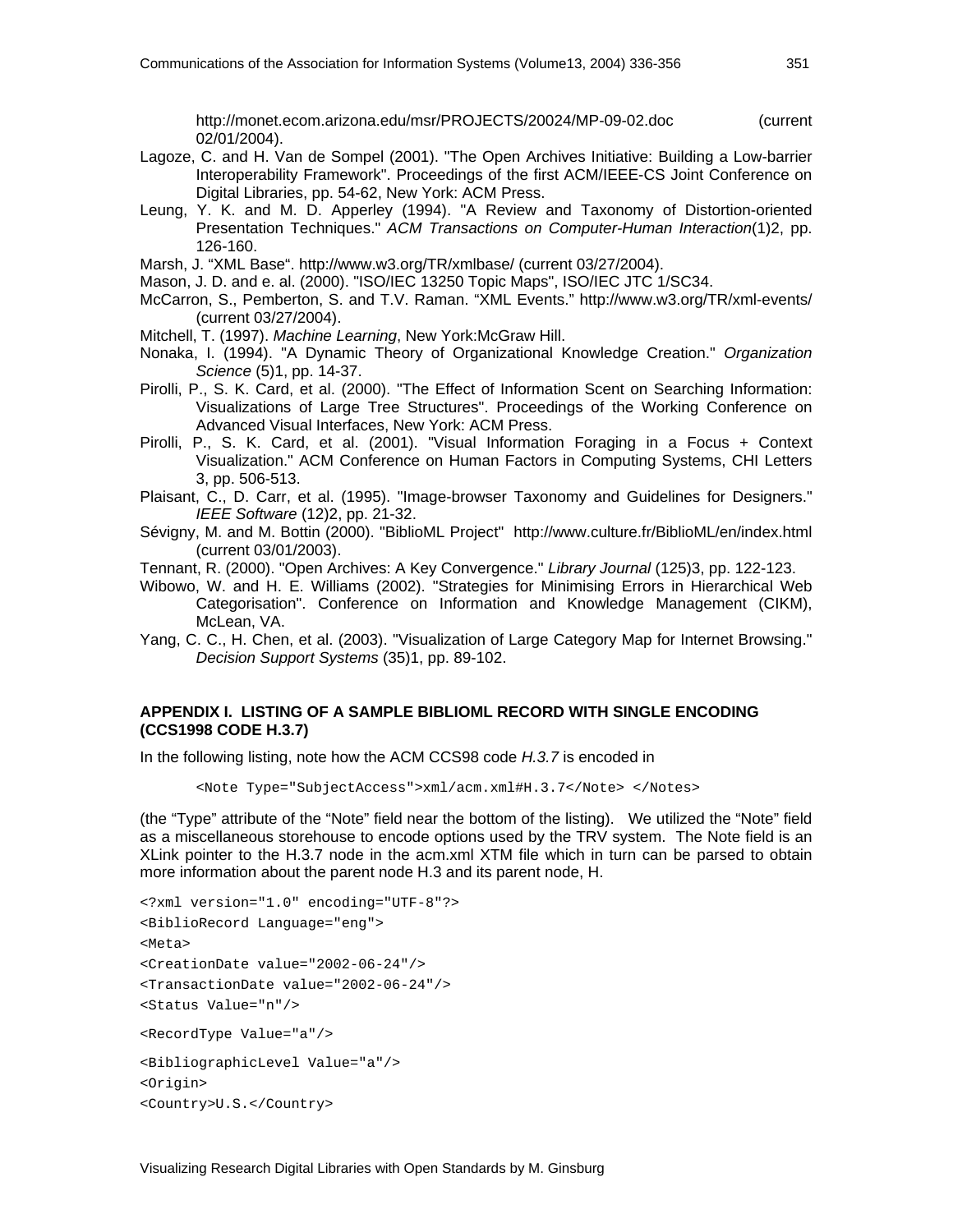http://monet.ecom.arizona.edu/msr/PROJECTS/20024/MP-09-02.doc (current 02/01/2004).

Lagoze, C. and H. Van de Sompel (2001). "The Open Archives Initiative: Building a Low-barrier Interoperability Framework". Proceedings of the first ACM/IEEE-CS Joint Conference on Digital Libraries, pp. 54-62, New York: ACM Press.

Leung, Y. K. and M. D. Apperley (1994). "A Review and Taxonomy of Distortion-oriented Presentation Techniques." *ACM Transactions on Computer-Human Interaction*(1)2, pp. 126-160.

Marsh, J. "XML Base". http://www.w3.org/TR/xmlbase/ (current 03/27/2004).

Mason, J. D. and e. al. (2000). "ISO/IEC 13250 Topic Maps", ISO/IEC JTC 1/SC34.

McCarron, S., Pemberton, S. and T.V. Raman. "XML Events." http://www.w3.org/TR/xml-events/ (current 03/27/2004).

Mitchell, T. (1997). *Machine Learning*, New York:McGraw Hill.

Nonaka, I. (1994). "A Dynamic Theory of Organizational Knowledge Creation." *Organization Science* (5)1, pp. 14-37.

Pirolli, P., S. K. Card, et al. (2000). "The Effect of Information Scent on Searching Information: Visualizations of Large Tree Structures". Proceedings of the Working Conference on Advanced Visual Interfaces, New York: ACM Press.

Pirolli, P., S. K. Card, et al. (2001). "Visual Information Foraging in a Focus + Context Visualization." ACM Conference on Human Factors in Computing Systems, CHI Letters 3, pp. 506-513.

Plaisant, C., D. Carr, et al. (1995). "Image-browser Taxonomy and Guidelines for Designers." *IEEE Software* (12)2, pp. 21-32.

Sévigny, M. and M. Bottin (2000). "BiblioML Project" http://www.culture.fr/BiblioML/en/index.html (current 03/01/2003).

Tennant, R. (2000). "Open Archives: A Key Convergence." *Library Journal* (125)3, pp. 122-123.

Wibowo, W. and H. E. Williams (2002). "Strategies for Minimising Errors in Hierarchical Web Categorisation". Conference on Information and Knowledge Management (CIKM), McLean, VA.

Yang, C. C., H. Chen, et al. (2003). "Visualization of Large Category Map for Internet Browsing." *Decision Support Systems* (35)1, pp. 89-102.

## APPENDIX I. LISTING OF A SAMPLE BIBLIOML RECORD WITH SINGLE ENCODING (CCS1998 CODE H.3.7)

In the following listing, note how the ACM CCS98 code *H.3.7* is encoded in

```
<Note Type="SubjectAccess">xml/acm.xml#H.3.7</Note> </Notes>
```

(the "Type" attribute of the "Note" field near the bottom of the listing). We utilized the "Note" field as a miscellaneous storehouse to encode options used by the TRV system. The Note field is an XLink pointer to the H.3.7 node in the acm.xml XTM file which in turn can be parsed to obtain more information about the parent node H.3 and its parent node, H.

```
<?xml version="1.0" encoding="UTF-8"?>
<BiblioRecord Language="eng">
<Meta>
<CreationDate value="2002-06-24"/>
<TransactionDate value="2002-06-24"/>
<Status Value="n"/>
<RecordType Value="a"/>
<BibliographicLevel Value="a"/>
<Origin>
<Country>U.S.</Country>
```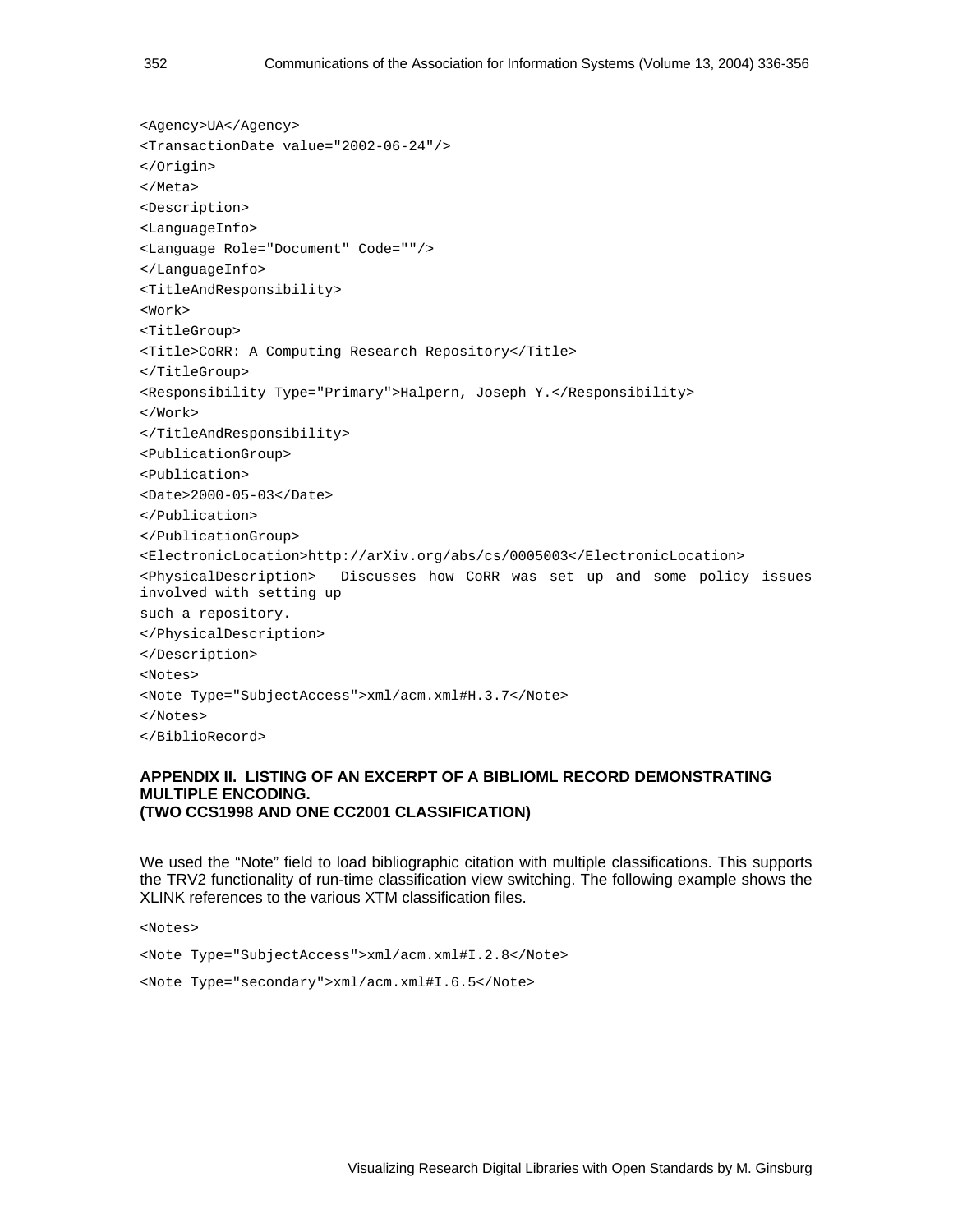```
<Agency>UA</Agency>
<TransactionDate value="2002-06-24"/>
</Origin>
</Meta>
<Description>
<LanguageInfo>
<Language Role="Document" Code=""/>
</LanguageInfo>
<TitleAndResponsibility>
<Work>
<TitleGroup>
<Title>CoRR: A Computing Research Repository</Title>
</TitleGroup>
<Responsibility Type="Primary">Halpern, Joseph Y.</Responsibility>
</Work>
</TitleAndResponsibility>
<PublicationGroup>
<Publication>
<Date>2000-05-03</Date>
</Publication>
</PublicationGroup>
<ElectronicLocation>http://arXiv.org/abs/cs/0005003</ElectronicLocation>
<PhysicalDescription>  Discusses how CoRR was set up and some policy issues involved with setting up
such a repository.
</PhysicalDescription>
</Description>
<Notes>
<Note Type="SubjectAccess">xml/acm.xml#H.3.7</Note>
</Notes>
</BiblioRecord>
```

### APPENDIX II. LISTING OF AN EXCERPT OF A BIBLIOML RECORD DEMONSTRATING MULTIPLE ENCODING. (TWO CCS1998 AND ONE CC2001 CLASSIFICATION)

We used the "Note" field to load bibliographic citation with multiple classifications. This supports the TRV2 functionality of run-time classification view switching. The following example shows the XLINK references to the various XTM classification files.

```
<Notes>
<Note Type="SubjectAccess">xml/acm.xml#I.2.8</Note>
<Note Type="secondary">xml/acm.xml#I.6.5</Note>
```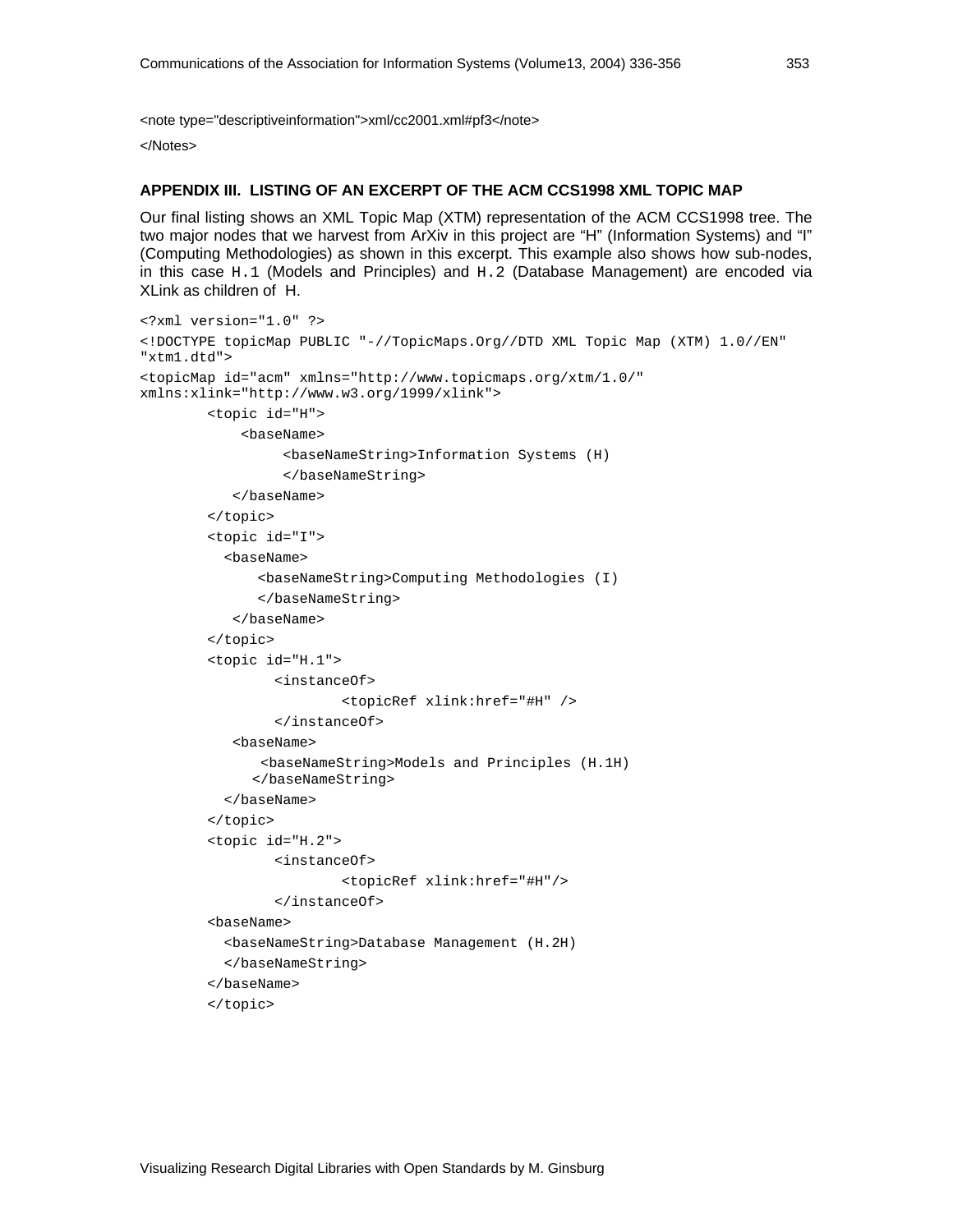```
<note type="descriptiveinformation">xml/cc2001.xml#pf3</note>
</Notes>
```

### APPENDIX III. LISTING OF AN EXCERPT OF THE ACM CCS1998 XML TOPIC MAP

Our final listing shows an XML Topic Map (XTM) representation of the ACM CCS1998 tree. The two major nodes that we harvest from ArXiv in this project are "H" (Information Systems) and "I" (Computing Methodologies) as shown in this excerpt. This example also shows how sub-nodes, in this case `H.1` (Models and Principles) and `H.2` (Database Management) are encoded via XLink as children of H.

```
<?xml version="1.0" ?>
<!DOCTYPE topicMap PUBLIC "-//TopicMaps.Org//DTD XML Topic Map (XTM) 1.0//EN"
"xtm1.dtd">
<topicMap id="acm" xmlns="http://www.topicmaps.org/xtm/1.0/"
xmlns:xlink="http://www.w3.org/1999/xlink">
        <topic id="H">
            <baseName>
                 <baseNameString>Information Systems (H)
                 </baseNameString>
           </baseName>
        </topic>
        <topic id="I">
          <baseName>
              <baseNameString>Computing Methodologies (I)
              </baseNameString>
           </baseName>
        </topic>
        <topic id="H.1">
                <instanceOf>
                        <topicRef xlink:href="#H" />
                </instanceOf>
           <baseName>
               <baseNameString>Models and Principles (H.1H)
              </baseNameString>
          </baseName>
        </topic>
        <topic id="H.2">
                <instanceOf>
                        <topicRef xlink:href="#H"/>
                </instanceOf>
        <baseName>
          <baseNameString>Database Management (H.2H)
          </baseNameString>
        </baseName>
        </topic>
```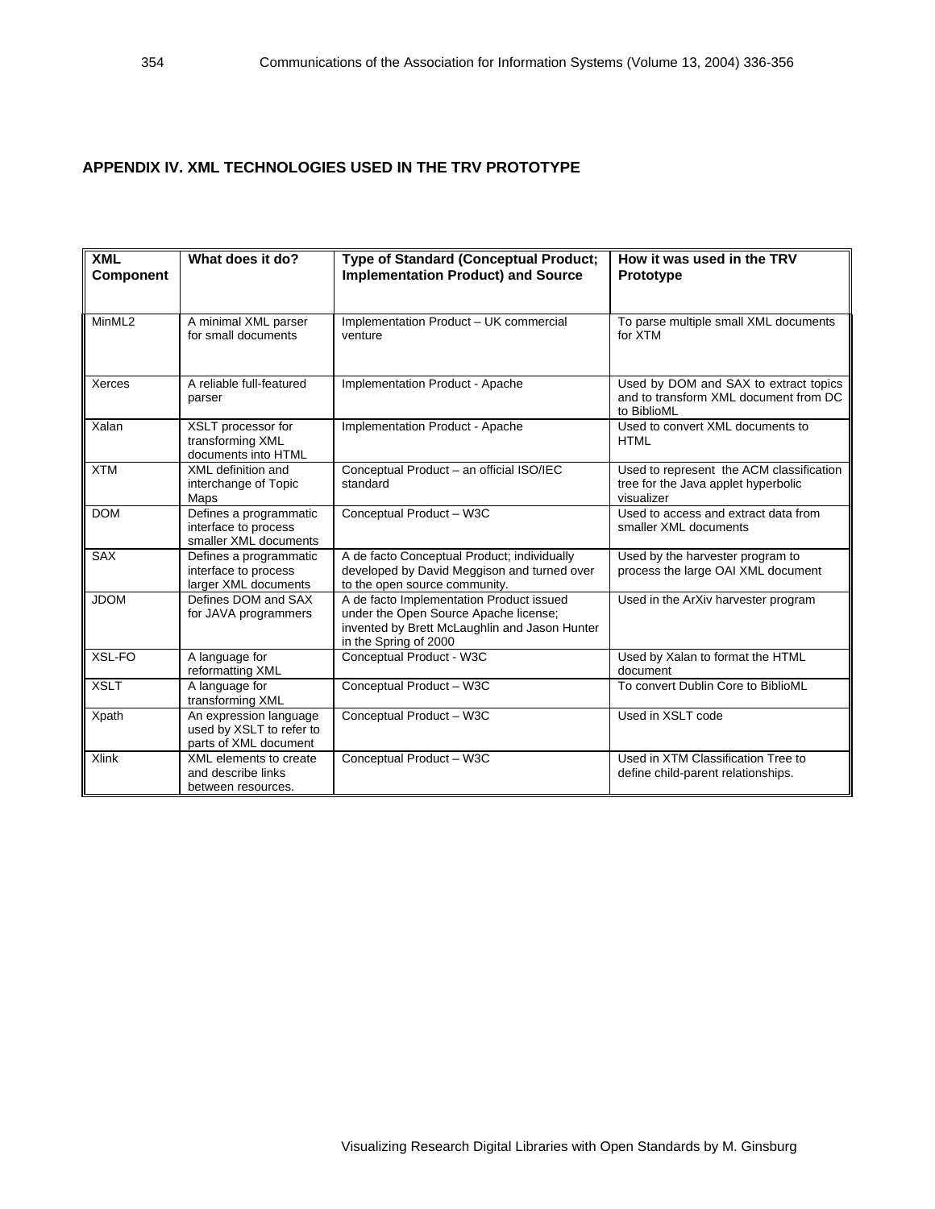## APPENDIX IV. XML TECHNOLOGIES USED IN THE TRV PROTOTYPE

| XML Component | What does it do? | Type of Standard (Conceptual Product; Implementation Product) and Source | How it was used in the TRV Prototype |
|---|---|---|---|
| MinML2 | A minimal XML parser for small documents | Implementation Product – UK commercial venture | To parse multiple small XML documents for XTM |
| Xerces | A reliable full-featured parser | Implementation Product - Apache | Used by DOM and SAX to extract topics and to transform XML document from DC to BiblioML |
| Xalan | XSLT processor for transforming XML documents into HTML | Implementation Product - Apache | Used to convert XML documents to HTML |
| XTM | XML definition and interchange of Topic Maps | Conceptual Product – an official ISO/IEC standard | Used to represent the ACM classification tree for the Java applet hyperbolic visualizer |
| DOM | Defines a programmatic interface to process smaller XML documents | Conceptual Product – W3C | Used to access and extract data from smaller XML documents |
| SAX | Defines a programmatic interface to process larger XML documents | A de facto Conceptual Product; individually developed by David Meggison and turned over to the open source community. | Used by the harvester program to process the large OAI XML document |
| JDOM | Defines DOM and SAX for JAVA programmers | A de facto Implementation Product issued under the Open Source Apache license; invented by Brett McLaughlin and Jason Hunter in the Spring of 2000 | Used in the ArXiv harvester program |
| XSL-FO | A language for reformatting XML | Conceptual Product - W3C | Used by Xalan to format the HTML document |
| XSLT | A language for transforming XML | Conceptual Product – W3C | To convert Dublin Core to BiblioML |
| Xpath | An expression language used by XSLT to refer to parts of XML document | Conceptual Product – W3C | Used in XSLT code |
| Xlink | XML elements to create and describe links between resources. | Conceptual Product – W3C | Used in XTM Classification Tree to define child-parent relationships. |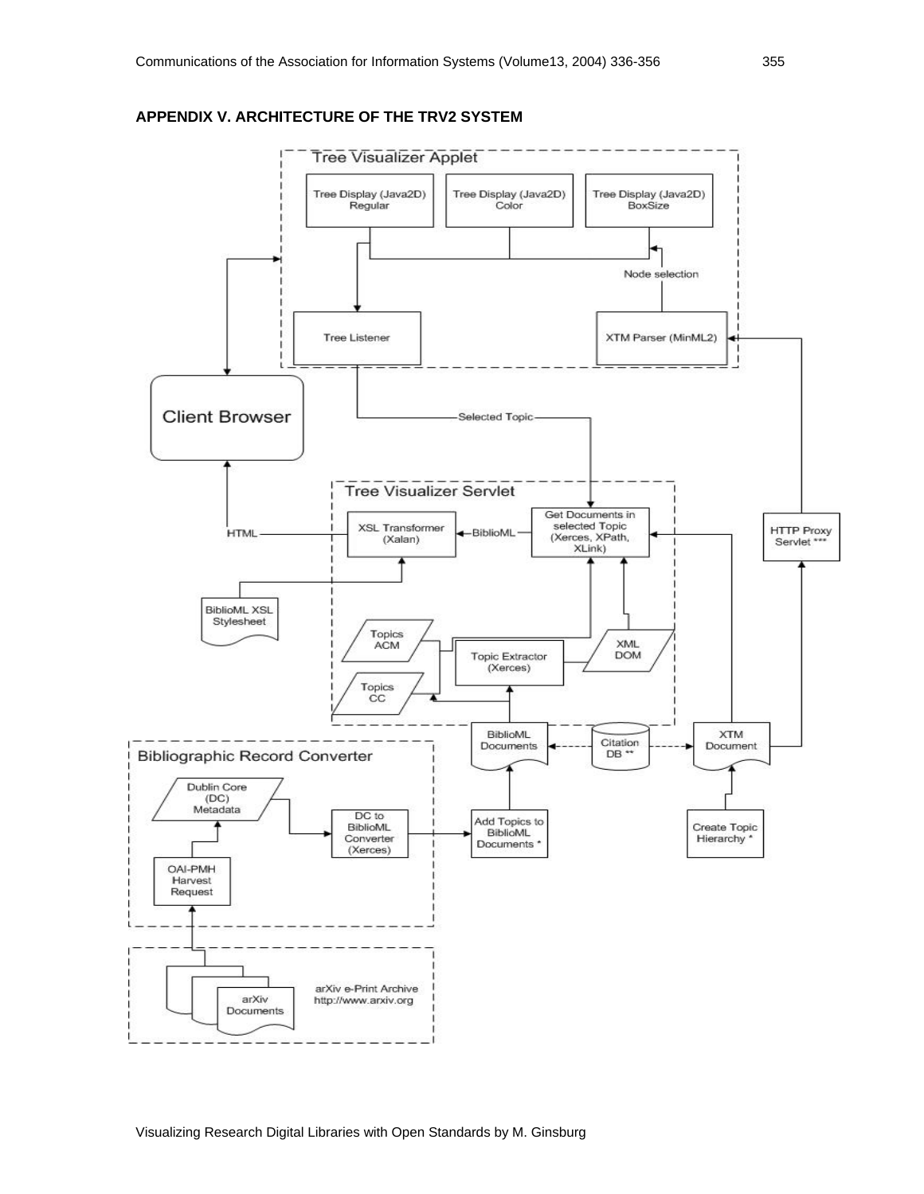## APPENDIX V. ARCHITECTURE OF THE TRV2 SYSTEM

Tree Visualizer Applet

Tree Display (Java2D) Regular

Tree Display (Java2D) Color

Tree Display (Java2D) BoxSize

Node selection

Tree Listener

XTM Parser (MinML2)

Client Browser

Selected Topic

Tree Visualizer Servlet

HTML

XSL Transformer (Xalan)

BiblioML

Get Documents in selected Topic (Xerces, XPath, XLink)

HTTP Proxy Servlet ***

BiblioML XSL Stylesheet

Topics ACM

Topic Extractor (Xerces)

XML DOM

Topics CC

Bibliographic Record Converter

BiblioML Documents

Citation DB **

XTM Document

Dublin Core (DC) Metadata

DC to BiblioML Converter (Xerces)

Add Topics to BiblioML Documents *

Create Topic Hierarchy *

OAI-PMH Harvest Request

arXiv Documents

arXiv e-Print Archive http://www.arxiv.org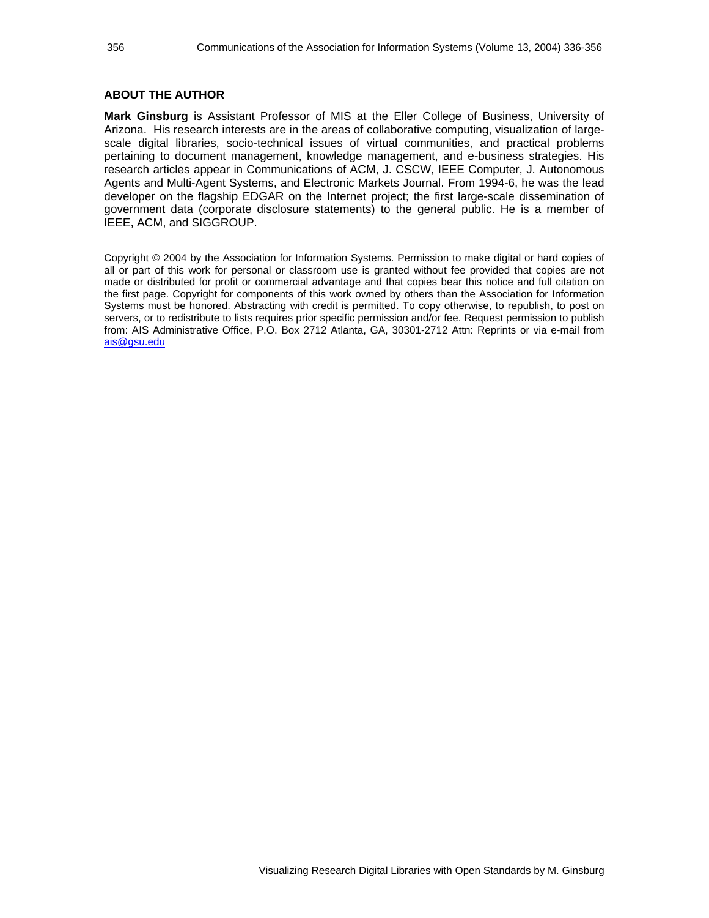## ABOUT THE AUTHOR

**Mark Ginsburg** is Assistant Professor of MIS at the Eller College of Business, University of Arizona. His research interests are in the areas of collaborative computing, visualization of large-scale digital libraries, socio-technical issues of virtual communities, and practical problems pertaining to document management, knowledge management, and e-business strategies. His research articles appear in Communications of ACM, J. CSCW, IEEE Computer, J. Autonomous Agents and Multi-Agent Systems, and Electronic Markets Journal. From 1994-6, he was the lead developer on the flagship EDGAR on the Internet project; the first large-scale dissemination of government data (corporate disclosure statements) to the general public. He is a member of IEEE, ACM, and SIGGROUP.

Copyright © 2004 by the Association for Information Systems. Permission to make digital or hard copies of all or part of this work for personal or classroom use is granted without fee provided that copies are not made or distributed for profit or commercial advantage and that copies bear this notice and full citation on the first page. Copyright for components of this work owned by others than the Association for Information Systems must be honored. Abstracting with credit is permitted. To copy otherwise, to republish, to post on servers, or to redistribute to lists requires prior specific permission and/or fee. Request permission to publish from: AIS Administrative Office, P.O. Box 2712 Atlanta, GA, 30301-2712 Attn: Reprints or via e-mail from ais@gsu.edu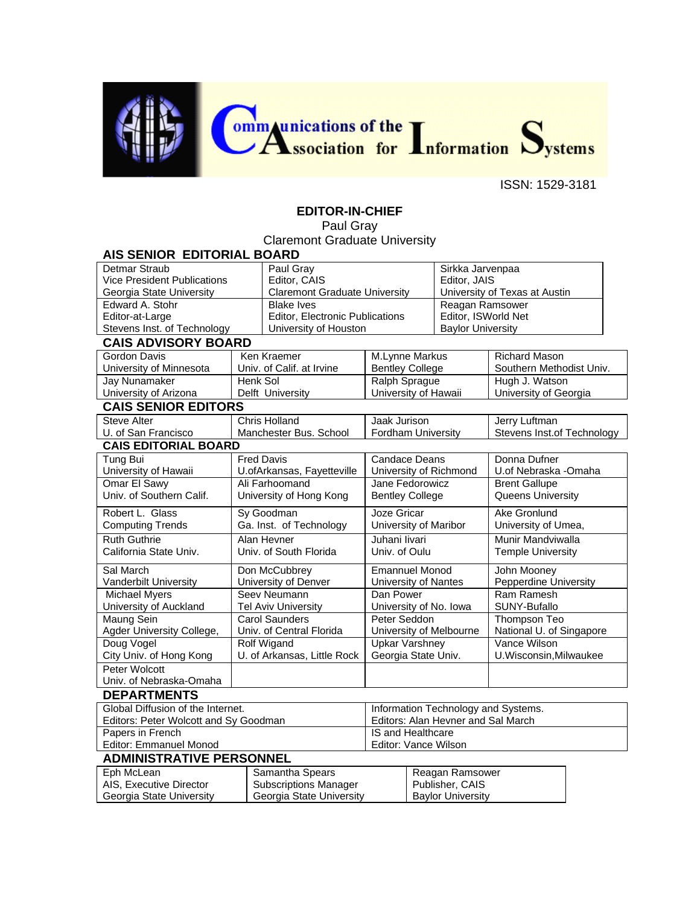# Communications of the Association for Information Systems

ISSN: 1529-3181

**EDITOR-IN-CHIEF**
Paul Gray
Claremont Graduate University

## AIS SENIOR EDITORIAL BOARD

| | | |
|---|---|---|
| Detmar Straub<br>Vice President Publications<br>Georgia State University | Paul Gray<br>Editor, CAIS<br>Claremont Graduate University | Sirkka Jarvenpaa<br>Editor, JAIS<br>University of Texas at Austin |
| Edward A. Stohr<br>Editor-at-Large<br>Stevens Inst. of Technology | Blake Ives<br>Editor, Electronic Publications<br>University of Houston | Reagan Ramsower<br>Editor, ISWorld Net<br>Baylor University |

## CAIS ADVISORY BOARD

| | | | |
|---|---|---|---|
| Gordon Davis<br>University of Minnesota | Ken Kraemer<br>Univ. of Calif. at Irvine | M.Lynne Markus<br>Bentley College | Richard Mason<br>Southern Methodist Univ. |
| Jay Nunamaker<br>University of Arizona | Henk Sol<br>Delft University | Ralph Sprague<br>University of Hawaii | Hugh J. Watson<br>University of Georgia |

## CAIS SENIOR EDITORS

| | | | |
|---|---|---|---|
| Steve Alter<br>U. of San Francisco | Chris Holland<br>Manchester Bus. School | Jaak Jurison<br>Fordham University | Jerry Luftman<br>Stevens Inst.of Technology |

## CAIS EDITORIAL BOARD

| | | | |
|---|---|---|---|
| Tung Bui<br>University of Hawaii | Fred Davis<br>U.ofArkansas, Fayetteville | Candace Deans<br>University of Richmond | Donna Dufner<br>U.of Nebraska -Omaha |
| Omar El Sawy<br>Univ. of Southern Calif. | Ali Farhoomand<br>University of Hong Kong | Jane Fedorowicz<br>Bentley College | Brent Gallupe<br>Queens University |
| Robert L. Glass<br>Computing Trends | Sy Goodman<br>Ga. Inst. of Technology | Joze Gricar<br>University of Maribor | Ake Gronlund<br>University of Umea, |
| Ruth Guthrie<br>California State Univ. | Alan Hevner<br>Univ. of South Florida | Juhani Iivari<br>Univ. of Oulu | Munir Mandviwalla<br>Temple University |
| Sal March<br>Vanderbilt University | Don McCubbrey<br>University of Denver | Emannuel Monod<br>University of Nantes | John Mooney<br>Pepperdine University |
| Michael Myers<br>University of Auckland | Seev Neumann<br>Tel Aviv University | Dan Power<br>University of No. Iowa | Ram Ramesh<br>SUNY-Bufallo |
| Maung Sein<br>Agder University College, | Carol Saunders<br>Univ. of Central Florida | Peter Seddon<br>University of Melbourne | Thompson Teo<br>National U. of Singapore |
| Doug Vogel<br>City Univ. of Hong Kong | Rolf Wigand<br>U. of Arkansas, Little Rock | Upkar Varshney<br>Georgia State Univ. | Vance Wilson<br>U.Wisconsin,Milwaukee |
| Peter Wolcott<br>Univ. of Nebraska-Omaha | | | |

## DEPARTMENTS

| | |
|---|---|
| Global Diffusion of the Internet.<br>Editors: Peter Wolcott and Sy Goodman | Information Technology and Systems.<br>Editors: Alan Hevner and Sal March |
| Papers in French<br>Editor: Emmanuel Monod | IS and Healthcare<br>Editor: Vance Wilson |

## ADMINISTRATIVE PERSONNEL

| | | |
|---|---|---|
| Eph McLean<br>AIS, Executive Director<br>Georgia State University | Samantha Spears<br>Subscriptions Manager<br>Georgia State University | Reagan Ramsower<br>Publisher, CAIS<br>Baylor University |